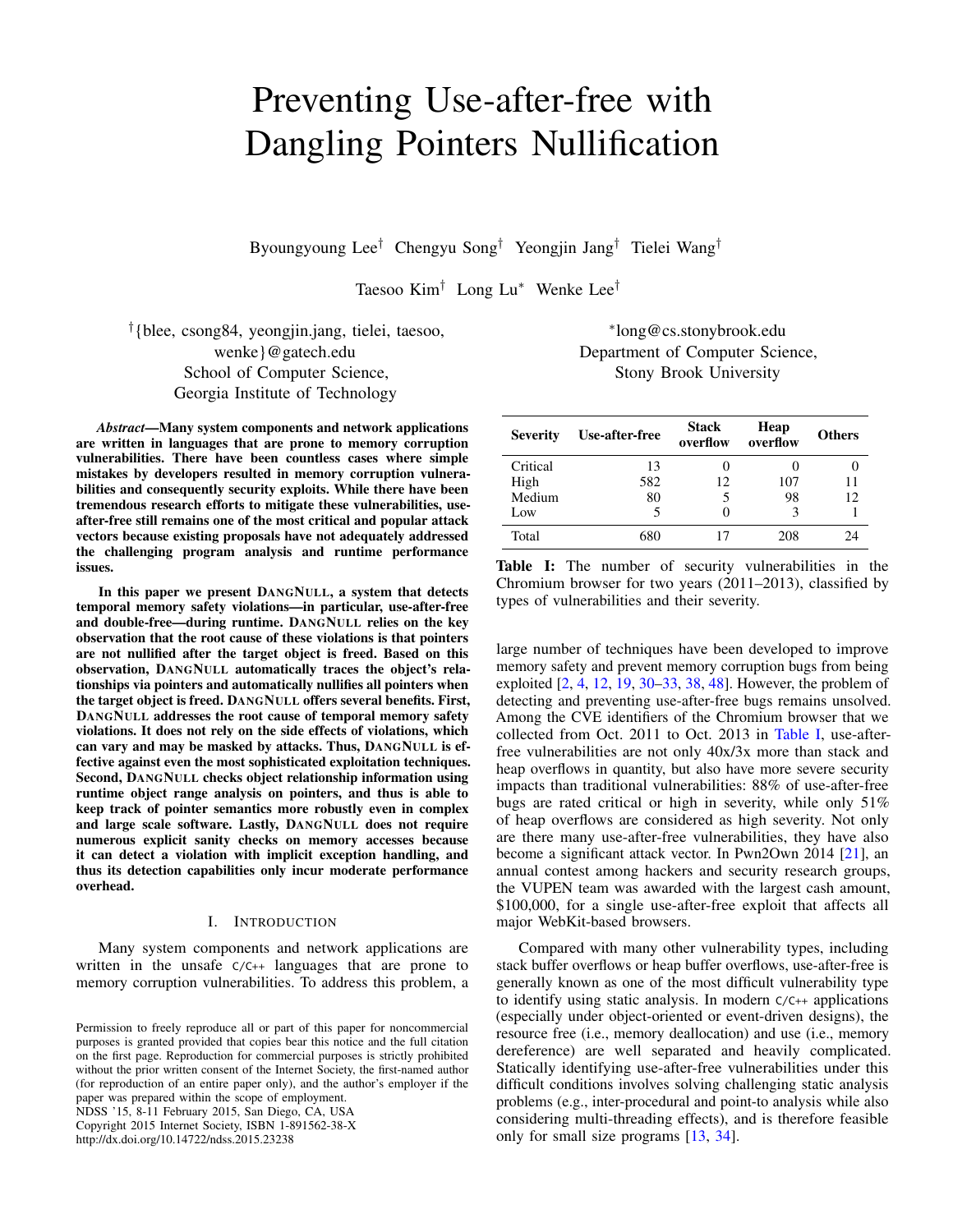# Preventing Use-after-free with Dangling Pointers Nullification

Byoungyoung Lee[†] Chengyu Song[†] Yeongjin Jang[†] Tielei Wang[†]

Taesoo Kim[†] Long Lu[*] Wenke Lee[†]

[†]{blee, csong84, yeongjin.jang, tielei, taesoo, wenke}@gatech.edu
School of Computer Science,
Georgia Institute of Technology

[*]long@cs.stonybrook.edu
Department of Computer Science,
Stony Brook University

***Abstract*—Many system components and network applications are written in languages that are prone to memory corruption vulnerabilities. There have been countless cases where simple mistakes by developers resulted in memory corruption vulnerabilities and consequently security exploits. While there have been tremendous research efforts to mitigate these vulnerabilities, use-after-free still remains one of the most critical and popular attack vectors because existing proposals have not adequately addressed the challenging program analysis and runtime performance issues.**

**In this paper we present DANGNULL, a system that detects temporal memory safety violations—in particular, use-after-free and double-free—during runtime. DANGNULL relies on the key observation that the root cause of these violations is that pointers are not nullified after the target object is freed. Based on this observation, DANGNULL automatically traces the object's relationships via pointers and automatically nullifies all pointers when the target object is freed. DANGNULL offers several benefits. First, DANGNULL addresses the root cause of temporal memory safety violations. It does not rely on the side effects of violations, which can vary and may be masked by attacks. Thus, DANGNULL is effective against even the most sophisticated exploitation techniques. Second, DANGNULL checks object relationship information using runtime object range analysis on pointers, and thus is able to keep track of pointer semantics more robustly even in complex and large scale software. Lastly, DANGNULL does not require numerous explicit sanity checks on memory accesses because it can detect a violation with implicit exception handling, and thus its detection capabilities only incur moderate performance overhead.**

## I. Introduction

Many system components and network applications are written in the unsafe C/C++ languages that are prone to memory corruption vulnerabilities. To address this problem, a large number of techniques have been developed to improve memory safety and prevent memory corruption bugs from being exploited [2, 4, 12, 19, 30–33, 38, 48]. However, the problem of detecting and preventing use-after-free bugs remains unsolved. Among the CVE identifiers of the Chromium browser that we collected from Oct. 2011 to Oct. 2013 in Table I, use-after-free vulnerabilities are not only 40x/3x more than stack and heap overflows in quantity, but also have more severe security impacts than traditional vulnerabilities: 88% of use-after-free bugs are rated critical or high in severity, while only 51% of heap overflows are considered as high severity. Not only are there many use-after-free vulnerabilities, they have also become a significant attack vector. In Pwn2Own 2014 [21], an annual contest among hackers and security research groups, the VUPEN team was awarded with the largest cash amount, $100,000, for a single use-after-free exploit that affects all major WebKit-based browsers.

| Severity | Use-after-free | Stack overflow | Heap overflow | Others |
|---|---|---|---|---|
| Critical | 13 | 0 | 0 | 0 |
| High | 582 | 12 | 107 | 11 |
| Medium | 80 | 5 | 98 | 12 |
| Low | 5 | 0 | 3 | 1 |
| Total | 680 | 17 | 208 | 24 |

**Table I:** The number of security vulnerabilities in the Chromium browser for two years (2011–2013), classified by types of vulnerabilities and their severity.

Compared with many other vulnerability types, including stack buffer overflows or heap buffer overflows, use-after-free is generally known as one of the most difficult vulnerability type to identify using static analysis. In modern C/C++ applications (especially under object-oriented or event-driven designs), the resource free (i.e., memory deallocation) and use (i.e., memory dereference) are well separated and heavily complicated. Statically identifying use-after-free vulnerabilities under this difficult conditions involves solving challenging static analysis problems (e.g., inter-procedural and point-to analysis while also considering multi-threading effects), and is therefore feasible only for small size programs [13, 34].

Permission to freely reproduce all or part of this paper for noncommercial purposes is granted provided that copies bear this notice and the full citation on the first page. Reproduction for commercial purposes is strictly prohibited without the prior written consent of the Internet Society, the first-named author (for reproduction of an entire paper only), and the author's employer if the paper was prepared within the scope of employment.
NDSS '15, 8-11 February 2015, San Diego, CA, USA
Copyright 2015 Internet Society, ISBN 1-891562-38-X
http://dx.doi.org/10.14722/ndss.2015.23238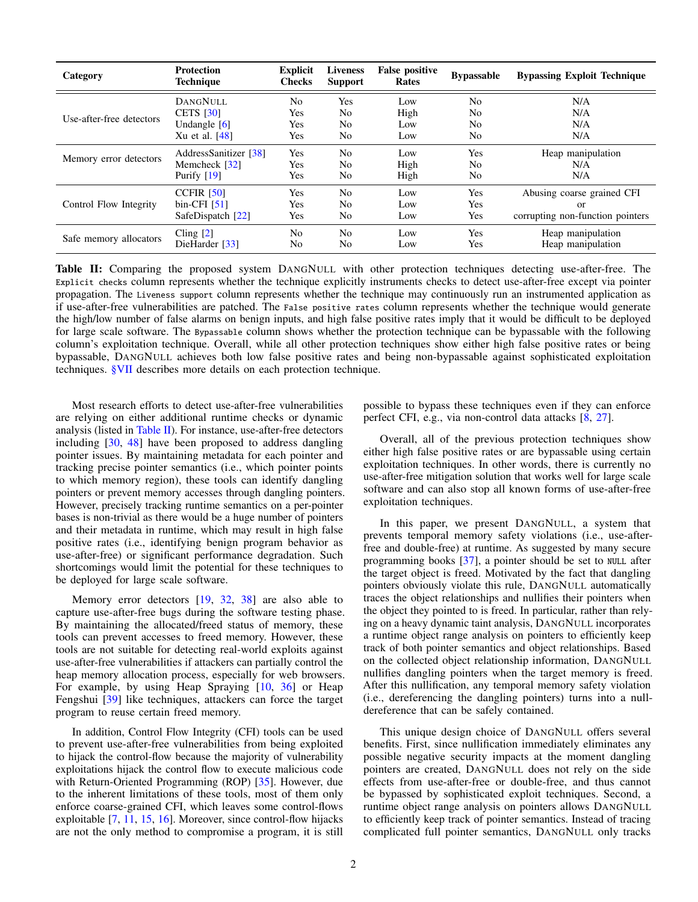| Category | Protection Technique | Explicit Checks | Liveness Support | False positive Rates | Bypassable | Bypassing Exploit Technique |
|---|---|---|---|---|---|---|
| Use-after-free detectors | DANGNULL | No | Yes | Low | No | N/A |
| | CETS [30] | Yes | No | High | No | N/A |
| | Undangle [6] | Yes | No | Low | No | N/A |
| | Xu et al. [48] | Yes | No | Low | No | N/A |
| Memory error detectors | AddressSanitizer [38] | Yes | No | Low | Yes | Heap manipulation |
| | Memcheck [32] | Yes | No | High | No | N/A |
| | Purify [19] | Yes | No | High | No | N/A |
| Control Flow Integrity | CCFIR [50] | Yes | No | Low | Yes | Abusing coarse grained CFI |
| | bin-CFI [51] | Yes | No | Low | Yes | or |
| | SafeDispatch [22] | Yes | No | Low | Yes | corrupting non-function pointers |
| Safe memory allocators | Cling [2] | No | No | Low | Yes | Heap manipulation |
| | DieHarder [33] | No | No | Low | Yes | Heap manipulation |

**Table II:** Comparing the proposed system DANGNULL with other protection techniques detecting use-after-free. The `Explicit checks` column represents whether the technique explicitly instruments checks to detect use-after-free except via pointer propagation. The `Liveness support` column represents whether the technique may continuously run an instrumented application as if use-after-free vulnerabilities are patched. The `False positive rates` column represents whether the technique would generate the high/low number of false alarms on benign inputs, and high false positive rates imply that it would be difficult to be deployed for large scale software. The `Bypassable` column shows whether the protection technique can be bypassable with the following column's exploitation technique. Overall, while all other protection techniques show either high false positive rates or being bypassable, DANGNULL achieves both low false positive rates and being non-bypassable against sophisticated exploitation techniques. §VII describes more details on each protection technique.

Most research efforts to detect use-after-free vulnerabilities are relying on either additional runtime checks or dynamic analysis (listed in Table II). For instance, use-after-free detectors including [30, 48] have been proposed to address dangling pointer issues. By maintaining metadata for each pointer and tracking precise pointer semantics (i.e., which pointer points to which memory region), these tools can identify dangling pointers or prevent memory accesses through dangling pointers. However, precisely tracking runtime semantics on a per-pointer bases is non-trivial as there would be a huge number of pointers and their metadata in runtime, which may result in high false positive rates (i.e., identifying benign program behavior as use-after-free) or significant performance degradation. Such shortcomings would limit the potential for these techniques to be deployed for large scale software.

Memory error detectors [19, 32, 38] are also able to capture use-after-free bugs during the software testing phase. By maintaining the allocated/freed status of memory, these tools can prevent accesses to freed memory. However, these tools are not suitable for detecting real-world exploits against use-after-free vulnerabilities if attackers can partially control the heap memory allocation process, especially for web browsers. For example, by using Heap Spraying [10, 36] or Heap Fengshui [39] like techniques, attackers can force the target program to reuse certain freed memory.

In addition, Control Flow Integrity (CFI) tools can be used to prevent use-after-free vulnerabilities from being exploited to hijack the control-flow because the majority of vulnerability exploitations hijack the control flow to execute malicious code with Return-Oriented Programming (ROP) [35]. However, due to the inherent limitations of these tools, most of them only enforce coarse-grained CFI, which leaves some control-flows exploitable [7, 11, 15, 16]. Moreover, since control-flow hijacks are not the only method to compromise a program, it is still possible to bypass these techniques even if they can enforce perfect CFI, e.g., via non-control data attacks [8, 27].

Overall, all of the previous protection techniques show either high false positive rates or are bypassable using certain exploitation techniques. In other words, there is currently no use-after-free mitigation solution that works well for large scale software and can also stop all known forms of use-after-free exploitation techniques.

In this paper, we present DANGNULL, a system that prevents temporal memory safety violations (i.e., use-after-free and double-free) at runtime. As suggested by many secure programming books [37], a pointer should be set to `NULL` after the target object is freed. Motivated by the fact that dangling pointers obviously violate this rule, DANGNULL automatically traces the object relationships and nullifies their pointers when the object they pointed to is freed. In particular, rather than relying on a heavy dynamic taint analysis, DANGNULL incorporates a runtime object range analysis on pointers to efficiently keep track of both pointer semantics and object relationships. Based on the collected object relationship information, DANGNULL nullifies dangling pointers when the target memory is freed. After this nullification, any temporal memory safety violation (i.e., dereferencing the dangling pointers) turns into a null-dereference that can be safely contained.

This unique design choice of DANGNULL offers several benefits. First, since nullification immediately eliminates any possible negative security impacts at the moment dangling pointers are created, DANGNULL does not rely on the side effects from use-after-free or double-free, and thus cannot be bypassed by sophisticated exploit techniques. Second, a runtime object range analysis on pointers allows DANGNULL to efficiently keep track of pointer semantics. Instead of tracing complicated full pointer semantics, DANGNULL only tracks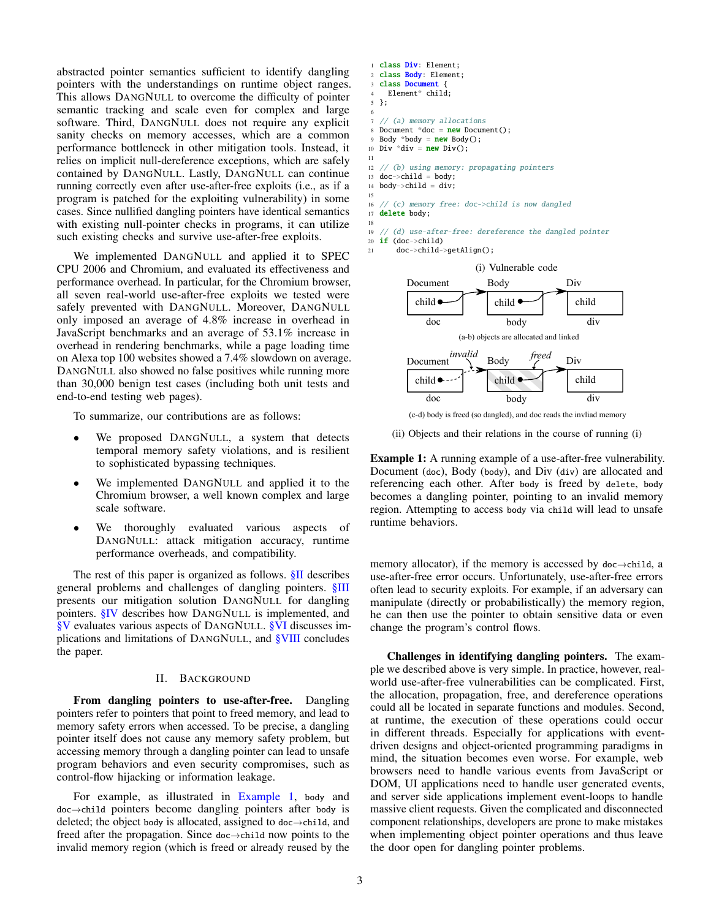abstracted pointer semantics sufficient to identify dangling pointers with the understandings on runtime object ranges. This allows DangNull to overcome the difficulty of pointer semantic tracking and scale even for complex and large software. Third, DangNull does not require any explicit sanity checks on memory accesses, which are a common performance bottleneck in other mitigation tools. Instead, it relies on implicit null-dereference exceptions, which are safely contained by DangNull. Lastly, DangNull can continue running correctly even after use-after-free exploits (i.e., as if a program is patched for the exploiting vulnerability) in some cases. Since nullified dangling pointers have identical semantics with existing null-pointer checks in programs, it can utilize such existing checks and survive use-after-free exploits.

We implemented DangNull and applied it to SPEC CPU 2006 and Chromium, and evaluated its effectiveness and performance overhead. In particular, for the Chromium browser, all seven real-world use-after-free exploits we tested were safely prevented with DangNull. Moreover, DangNull only imposed an average of 4.8% increase in overhead in JavaScript benchmarks and an average of 53.1% increase in overhead in rendering benchmarks, while a page loading time on Alexa top 100 websites showed a 7.4% slowdown on average. DangNull also showed no false positives while running more than 30,000 benign test cases (including both unit tests and end-to-end testing web pages).

To summarize, our contributions are as follows:

- We proposed DangNull, a system that detects temporal memory safety violations, and is resilient to sophisticated bypassing techniques.
- We implemented DangNull and applied it to the Chromium browser, a well known complex and large scale software.
- We thoroughly evaluated various aspects of DangNull: attack mitigation accuracy, runtime performance overheads, and compatibility.

The rest of this paper is organized as follows. §II describes general problems and challenges of dangling pointers. §III presents our mitigation solution DangNull for dangling pointers. §IV describes how DangNull is implemented, and §V evaluates various aspects of DangNull. §VI discusses implications and limitations of DangNull, and §VIII concludes the paper.

## II. Background

**From dangling pointers to use-after-free.** Dangling pointers refer to pointers that point to freed memory, and lead to memory safety errors when accessed. To be precise, a dangling pointer itself does not cause any memory safety problem, but accessing memory through a dangling pointer can lead to unsafe program behaviors and even security compromises, such as control-flow hijacking or information leakage.

For example, as illustrated in Example 1, `body` and `doc→child` pointers become dangling pointers after `body` is deleted; the object `body` is allocated, assigned to `doc→child`, and freed after the propagation. Since `doc→child` now points to the invalid memory region (which is freed or already reused by the memory allocator), if the memory is accessed by `doc→child`, a use-after-free error occurs. Unfortunately, use-after-free errors often lead to security exploits. For example, if an adversary can manipulate (directly or probabilistically) the memory region, he can then use the pointer to obtain sensitive data or even change the program's control flows.

```
1  class Div: Element;
2  class Body: Element;
3  class Document {
4    Element* child;
5  };
6
7  // (a) memory allocations
8  Document *doc = new Document();
9  Body *body = new Body();
10 Div *div = new Div();
11
12 // (b) using memory: propagating pointers
13 doc->child = body;
14 body->child = div;
15
16 // (c) memory free: doc->child is now dangled
17 delete body;
18
19 // (d) use-after-free: dereference the dangled pointer
20 if (doc->child)
21     doc->child->getAlign();
```

(i) Vulnerable code

(a-b) objects are allocated and linked

(c-d) body is freed (so dangled), and doc reads the invliad memory

(ii) Objects and their relations in the course of running (i)

**Example 1:** A running example of a use-after-free vulnerability. Document (`doc`), Body (`body`), and Div (`div`) are allocated and referencing each other. After `body` is freed by `delete`, `body` becomes a dangling pointer, pointing to an invalid memory region. Attempting to access `body` via `child` will lead to unsafe runtime behaviors.

**Challenges in identifying dangling pointers.** The example we described above is very simple. In practice, however, real-world use-after-free vulnerabilities can be complicated. First, the allocation, propagation, free, and dereference operations could all be located in separate functions and modules. Second, at runtime, the execution of these operations could occur in different threads. Especially for applications with event-driven designs and object-oriented programming paradigms in mind, the situation becomes even worse. For example, web browsers need to handle various events from JavaScript or DOM, UI applications need to handle user generated events, and server side applications implement event-loops to handle massive client requests. Given the complicated and disconnected component relationships, developers are prone to make mistakes when implementing object pointer operations and thus leave the door open for dangling pointer problems.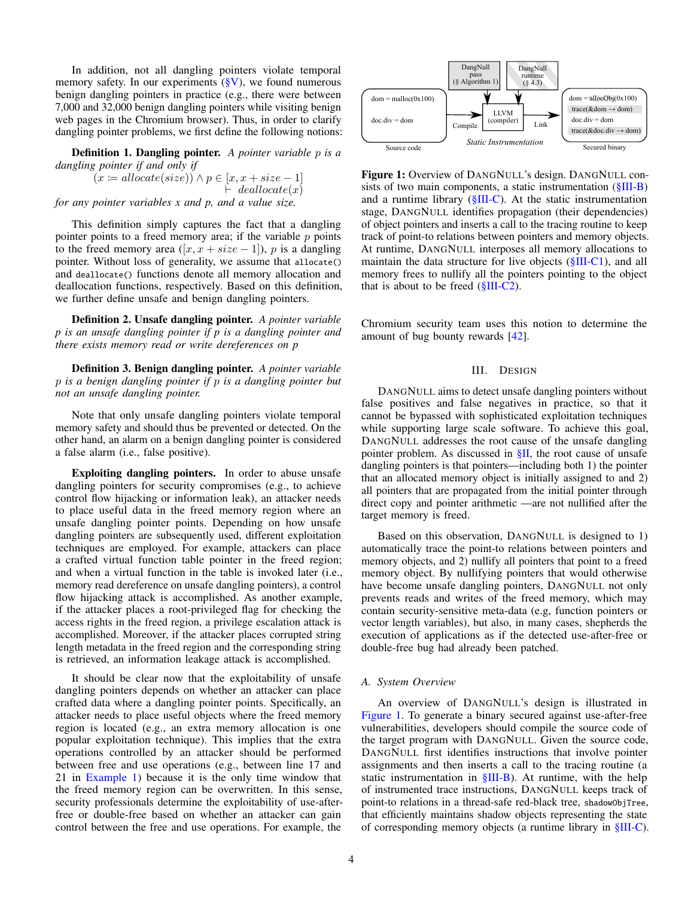In addition, not all dangling pointers violate temporal memory safety. In our experiments (§V), we found numerous benign dangling pointers in practice (e.g., there were between 7,000 and 32,000 benign dangling pointers while visiting benign web pages in the Chromium browser). Thus, in order to clarify dangling pointer problems, we first define the following notions:

**Definition 1. Dangling pointer.** *A pointer variable $p$ is a dangling pointer if and only if*

$$(x := allocate(size)) \wedge p \in [x, x + size - 1] \vdash deallocate(x)$$

*for any pointer variables $x$ and $p$, and a value size.*

This definition simply captures the fact that a dangling pointer points to a freed memory area; if the variable $p$ points to the freed memory area ($[x, x + size - 1]$), $p$ is a dangling pointer. Without loss of generality, we assume that `allocate()` and `deallocate()` functions denote all memory allocation and deallocation functions, respectively. Based on this definition, we further define unsafe and benign dangling pointers.

**Definition 2. Unsafe dangling pointer.** *A pointer variable $p$ is an unsafe dangling pointer if $p$ is a dangling pointer and there exists memory read or write dereferences on $p$*

**Definition 3. Benign dangling pointer.** *A pointer variable $p$ is a benign dangling pointer if $p$ is a dangling pointer but not an unsafe dangling pointer.*

Note that only unsafe dangling pointers violate temporal memory safety and should thus be prevented or detected. On the other hand, an alarm on a benign dangling pointer is considered a false alarm (i.e., false positive).

**Exploiting dangling pointers.** In order to abuse unsafe dangling pointers for security compromises (e.g., to achieve control flow hijacking or information leak), an attacker needs to place useful data in the freed memory region where an unsafe dangling pointer points. Depending on how unsafe dangling pointers are subsequently used, different exploitation techniques are employed. For example, attackers can place a crafted virtual function table pointer in the freed region; and when a virtual function in the table is invoked later (i.e., memory read dereference on unsafe dangling pointers), a control flow hijacking attack is accomplished. As another example, if the attacker places a root-privileged flag for checking the access rights in the freed region, a privilege escalation attack is accomplished. Moreover, if the attacker places corrupted string length metadata in the freed region and the corresponding string is retrieved, an information leakage attack is accomplished.

It should be clear now that the exploitability of unsafe dangling pointers depends on whether an attacker can place crafted data where a dangling pointer points. Specifically, an attacker needs to place useful objects where the freed memory region is located (e.g., an extra memory allocation is one popular exploitation technique). This implies that the extra operations controlled by an attacker should be performed between free and use operations (e.g., between line 17 and 21 in Example 1) because it is the only time window that the freed memory region can be overwritten. In this sense, security professionals determine the exploitability of use-after-free or double-free based on whether an attacker can gain control between the free and use operations. For example, the Chromium security team uses this notion to determine the amount of bug bounty rewards [42].

Figure 1: Overview of DANGNULL's design. DANGNULL consists of two main components, a static instrumentation (§III-B) and a runtime library (§III-C). At the static instrumentation stage, DANGNULL identifies propagation (their dependencies) of object pointers and inserts a call to the tracing routine to keep track of point-to relations between pointers and memory objects. At runtime, DANGNULL interposes all memory allocations to maintain the data structure for live objects (§III-C1), and all memory frees to nullify all the pointers pointing to the object that is about to be freed (§III-C2).

## III. Design

DANGNULL aims to detect unsafe dangling pointers without false positives and false negatives in practice, so that it cannot be bypassed with sophisticated exploitation techniques while supporting large scale software. To achieve this goal, DANGNULL addresses the root cause of the unsafe dangling pointer problem. As discussed in §II, the root cause of unsafe dangling pointers is that pointers—including both 1) the pointer that an allocated memory object is initially assigned to and 2) all pointers that are propagated from the initial pointer through direct copy and pointer arithmetic —are not nullified after the target memory is freed.

Based on this observation, DANGNULL is designed to 1) automatically trace the point-to relations between pointers and memory objects, and 2) nullify all pointers that point to a freed memory object. By nullifying pointers that would otherwise have become unsafe dangling pointers, DANGNULL not only prevents reads and writes of the freed memory, which may contain security-sensitive meta-data (e.g, function pointers or vector length variables), but also, in many cases, shepherds the execution of applications as if the detected use-after-free or double-free bug had already been patched.

### A. System Overview

An overview of DANGNULL's design is illustrated in Figure 1. To generate a binary secured against use-after-free vulnerabilities, developers should compile the source code of the target program with DANGNULL. Given the source code, DANGNULL first identifies instructions that involve pointer assignments and then inserts a call to the tracing routine (a static instrumentation in §III-B). At runtime, with the help of instrumented trace instructions, DANGNULL keeps track of point-to relations in a thread-safe red-black tree, `shadowObjTree`, that efficiently maintains shadow objects representing the state of corresponding memory objects (a runtime library in §III-C).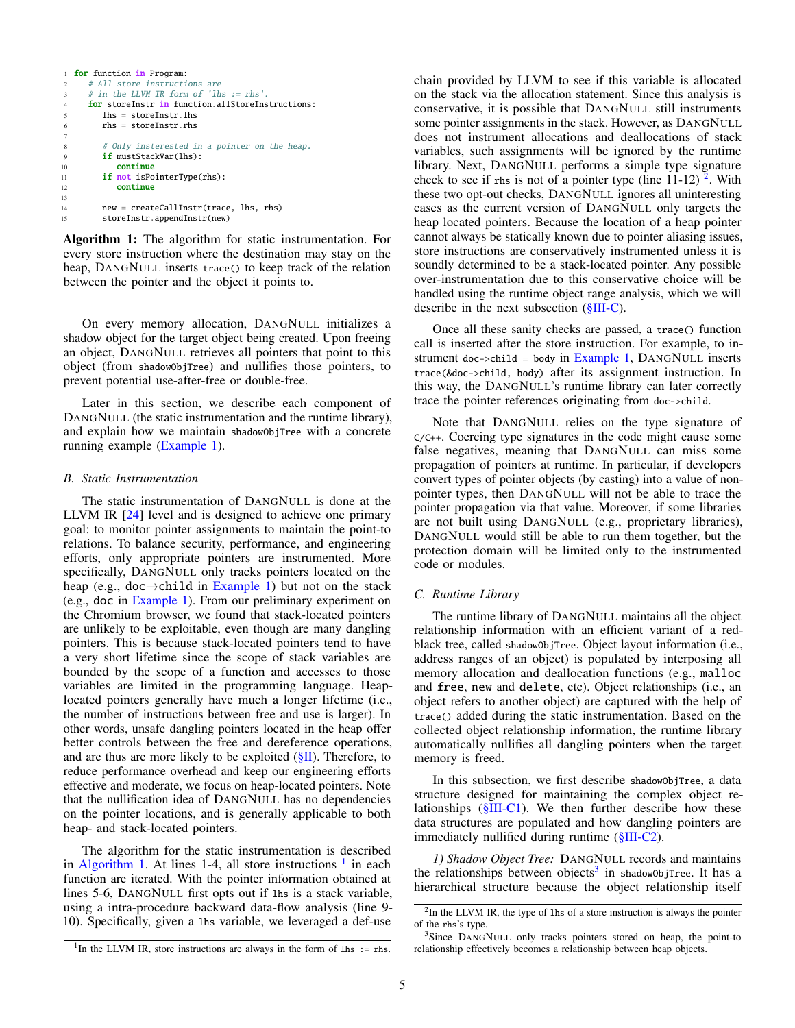```
1  for function in Program:
2    # All store instructions are
3    # in the LLVM IR form of 'lhs := rhs'.
4    for storeInstr in function.allStoreInstructions:
5      lhs = storeInstr.lhs
6      rhs = storeInstr.rhs
7
8      # Only interested in a pointer on the heap.
9      if mustStackVar(lhs):
10       continue
11     if not isPointerType(rhs):
12       continue
13
14     new = createCallInstr(trace, lhs, rhs)
15     storeInstr.appendInstr(new)
```

**Algorithm 1:** The algorithm for static instrumentation. For every store instruction where the destination may stay on the heap, DANGNULL inserts `trace()` to keep track of the relation between the pointer and the object it points to.

On every memory allocation, DANGNULL initializes a shadow object for the target object being created. Upon freeing an object, DANGNULL retrieves all pointers that point to this object (from `shadowObjTree`) and nullifies those pointers, to prevent potential use-after-free or double-free.

Later in this section, we describe each component of DANGNULL (the static instrumentation and the runtime library), and explain how we maintain `shadowObjTree` with a concrete running example (Example 1).

### B. Static Instrumentation

The static instrumentation of DANGNULL is done at the LLVM IR [24] level and is designed to achieve one primary goal: to monitor pointer assignments to maintain the point-to relations. To balance security, performance, and engineering efforts, only appropriate pointers are instrumented. More specifically, DANGNULL only tracks pointers located on the heap (e.g., doc→child in Example 1) but not on the stack (e.g., doc in Example 1). From our preliminary experiment on the Chromium browser, we found that stack-located pointers are unlikely to be exploitable, even though are many dangling pointers. This is because stack-located pointers tend to have a very short lifetime since the scope of stack variables are bounded by the scope of a function and accesses to those variables are limited in the programming language. Heap-located pointers generally have much a longer lifetime (i.e., the number of instructions between free and use is larger). In other words, unsafe dangling pointers located in the heap offer better controls between the free and dereference operations, and are thus are more likely to be exploited (§II). Therefore, to reduce performance overhead and keep our engineering efforts effective and moderate, we focus on heap-located pointers. Note that the nullification idea of DANGNULL has no dependencies on the pointer locations, and is generally applicable to both heap- and stack-located pointers.

The algorithm for the static instrumentation is described in Algorithm 1. At lines 1-4, all store instructions [1] in each function are iterated. With the pointer information obtained at lines 5-6, DANGNULL first opts out if `lhs` is a stack variable, using a intra-procedure backward data-flow analysis (line 9-10). Specifically, given a `lhs` variable, we leveraged a def-use chain provided by LLVM to see if this variable is allocated on the stack via the allocation statement. Since this analysis is conservative, it is possible that DANGNULL still instruments some pointer assignments in the stack. However, as DANGNULL does not instrument allocations and deallocations of stack variables, such assignments will be ignored by the runtime library. Next, DANGNULL performs a simple type signature check to see if `rhs` is not of a pointer type (line 11-12) [2]. With these two opt-out checks, DANGNULL ignores all uninteresting cases as the current version of DANGNULL only targets the heap located pointers. Because the location of a heap pointer cannot always be statically known due to pointer aliasing issues, store instructions are conservatively instrumented unless it is soundly determined to be a stack-located pointer. Any possible over-instrumentation due to this conservative choice will be handled using the runtime object range analysis, which we will describe in the next subsection (§III-C).

Once all these sanity checks are passed, a `trace()` function call is inserted after the store instruction. For example, to instrument `doc->child = body` in Example 1, DANGNULL inserts `trace(&doc->child, body)` after its assignment instruction. In this way, the DANGNULL's runtime library can later correctly trace the pointer references originating from `doc->child`.

Note that DANGNULL relies on the type signature of C/C++. Coercing type signatures in the code might cause some false negatives, meaning that DANGNULL can miss some propagation of pointers at runtime. In particular, if developers convert types of pointer objects (by casting) into a value of non-pointer types, then DANGNULL will not be able to trace the pointer propagation via that value. Moreover, if some libraries are not built using DANGNULL (e.g., proprietary libraries), DANGNULL would still be able to run them together, but the protection domain will be limited only to the instrumented code or modules.

### C. Runtime Library

The runtime library of DANGNULL maintains all the object relationship information with an efficient variant of a red-black tree, called `shadowObjTree`. Object layout information (i.e., address ranges of an object) is populated by interposing all memory allocation and deallocation functions (e.g., `malloc` and `free`, `new` and `delete`, etc). Object relationships (i.e., an object refers to another object) are captured with the help of `trace()` added during the static instrumentation. Based on the collected object relationship information, the runtime library automatically nullifies all dangling pointers when the target memory is freed.

In this subsection, we first describe `shadowObjTree`, a data structure designed for maintaining the complex object relationships (§III-C1). We then further describe how these data structures are populated and how dangling pointers are immediately nullified during runtime (§III-C2).

*1) Shadow Object Tree:* DANGNULL records and maintains the relationships between objects[3] in `shadowObjTree`. It has a hierarchical structure because the object relationship itself

---

[1] In the LLVM IR, store instructions are always in the form of `lhs := rhs`.

[2] In the LLVM IR, the type of `lhs` of a store instruction is always the pointer of the `rhs`'s type.

[3] Since DANGNULL only tracks pointers stored on heap, the point-to relationship effectively becomes a relationship between heap objects.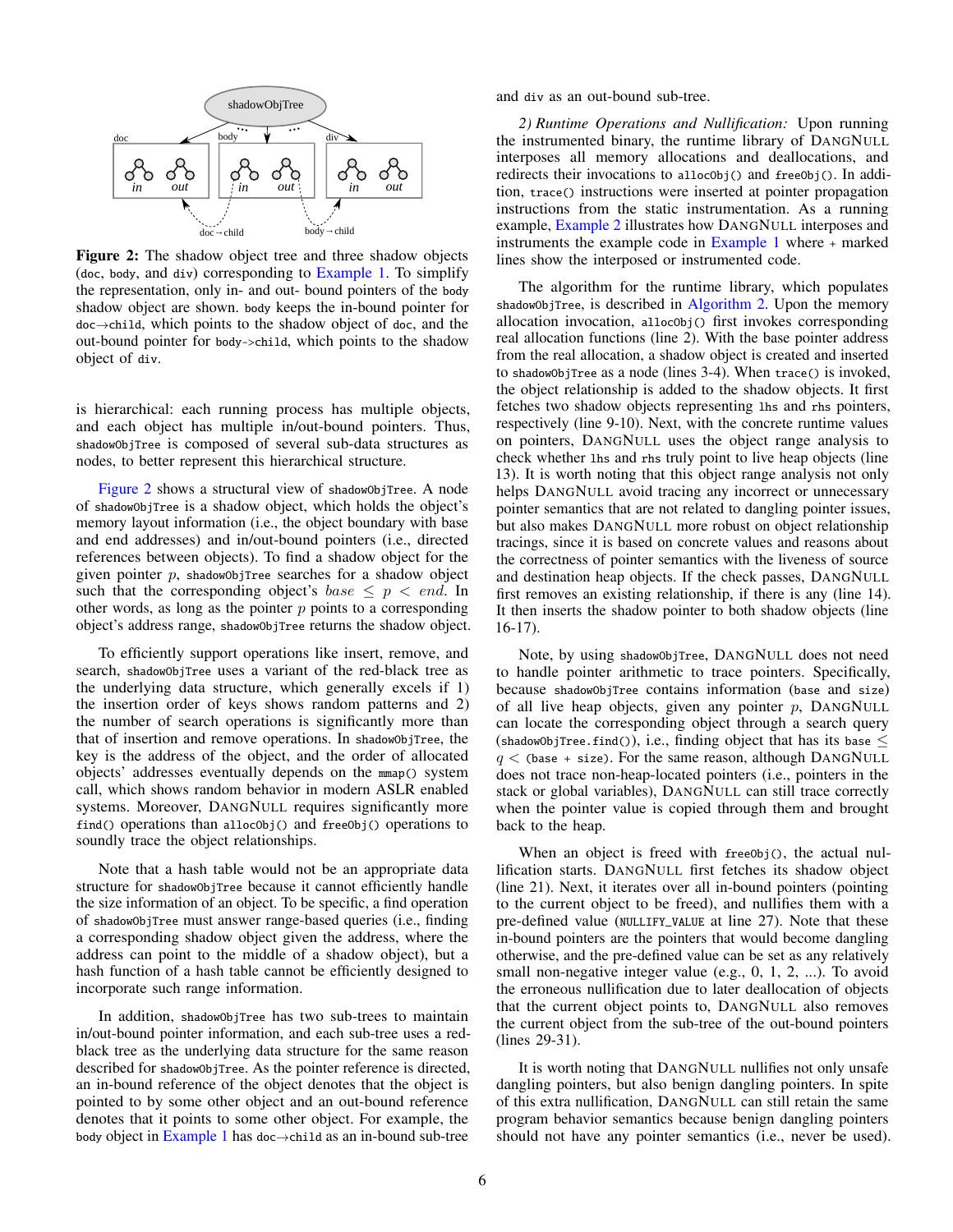**Figure 2:** The shadow object tree and three shadow objects (`doc`, `body`, and `div`) corresponding to Example 1. To simplify the representation, only in- and out- bound pointers of the `body` shadow object are shown. `body` keeps the in-bound pointer for `doc`→`child`, which points to the shadow object of `doc`, and the out-bound pointer for `body->child`, which points to the shadow object of `div`.

is hierarchical: each running process has multiple objects, and each object has multiple in/out-bound pointers. Thus, `shadowObjTree` is composed of several sub-data structures as nodes, to better represent this hierarchical structure.

Figure 2 shows a structural view of `shadowObjTree`. A node of `shadowObjTree` is a shadow object, which holds the object's memory layout information (i.e., the object boundary with base and end addresses) and in/out-bound pointers (i.e., directed references between objects). To find a shadow object for the given pointer $p$, `shadowObjTree` searches for a shadow object such that the corresponding object's $base \leq p < end$. In other words, as long as the pointer $p$ points to a corresponding object's address range, `shadowObjTree` returns the shadow object.

To efficiently support operations like insert, remove, and search, `shadowObjTree` uses a variant of the red-black tree as the underlying data structure, which generally excels if 1) the insertion order of keys shows random patterns and 2) the number of search operations is significantly more than that of insertion and remove operations. In `shadowObjTree`, the key is the address of the object, and the order of allocated objects' addresses eventually depends on the `mmap()` system call, which shows random behavior in modern ASLR enabled systems. Moreover, DANGNULL requires significantly more `find()` operations than `allocObj()` and `freeObj()` operations to soundly trace the object relationships.

Note that a hash table would not be an appropriate data structure for `shadowObjTree` because it cannot efficiently handle the size information of an object. To be specific, a find operation of `shadowObjTree` must answer range-based queries (i.e., finding a corresponding shadow object given the address, where the address can point to the middle of a shadow object), but a hash function of a hash table cannot be efficiently designed to incorporate such range information.

In addition, `shadowObjTree` has two sub-trees to maintain in/out-bound pointer information, and each sub-tree uses a red-black tree as the underlying data structure for the same reason described for `shadowObjTree`. As the pointer reference is directed, an in-bound reference of the object denotes that the object is pointed to by some other object and an out-bound reference denotes that it points to some other object. For example, the `body` object in Example 1 has `doc`→`child` as an in-bound sub-tree and `div` as an out-bound sub-tree.

*2) Runtime Operations and Nullification:* Upon running the instrumented binary, the runtime library of DANGNULL interposes all memory allocations and deallocations, and redirects their invocations to `allocObj()` and `freeObj()`. In addition, `trace()` instructions were inserted at pointer propagation instructions from the static instrumentation. As a running example, Example 2 illustrates how DANGNULL interposes and instruments the example code in Example 1 where `+` marked lines show the interposed or instrumented code.

The algorithm for the runtime library, which populates `shadowObjTree`, is described in Algorithm 2. Upon the memory allocation invocation, `allocObj()` first invokes corresponding real allocation functions (line 2). With the base pointer address from the real allocation, a shadow object is created and inserted to `shadowObjTree` as a node (lines 3-4). When `trace()` is invoked, the object relationship is added to the shadow objects. It first fetches two shadow objects representing `lhs` and `rhs` pointers, respectively (line 9-10). Next, with the concrete runtime values on pointers, DANGNULL uses the object range analysis to check whether `lhs` and `rhs` truly point to live heap objects (line 13). It is worth noting that this object range analysis not only helps DANGNULL avoid tracing any incorrect or unnecessary pointer semantics that are not related to dangling pointer issues, but also makes DANGNULL more robust on object relationship tracings, since it is based on concrete values and reasons about the correctness of pointer semantics with the liveness of source and destination heap objects. If the check passes, DANGNULL first removes an existing relationship, if there is any (line 14). It then inserts the shadow pointer to both shadow objects (line 16-17).

Note, by using `shadowObjTree`, DANGNULL does not need to handle pointer arithmetic to trace pointers. Specifically, because `shadowObjTree` contains information (`base` and `size`) of all live heap objects, given any pointer $p$, DANGNULL can locate the corresponding object through a search query (`shadowObjTree.find()`), i.e., finding object that has its `base` $\leq q <$ (`base + size`). For the same reason, although DANGNULL does not trace non-heap-located pointers (i.e., pointers in the stack or global variables), DANGNULL can still trace correctly when the pointer value is copied through them and brought back to the heap.

When an object is freed with `freeObj()`, the actual nullification starts. DANGNULL first fetches its shadow object (line 21). Next, it iterates over all in-bound pointers (pointing to the current object to be freed), and nullifies them with a pre-defined value (`NULLIFY_VALUE` at line 27). Note that these in-bound pointers are the pointers that would become dangling otherwise, and the pre-defined value can be set as any relatively small non-negative integer value (e.g., 0, 1, 2, ...). To avoid the erroneous nullification due to later deallocation of objects that the current object points to, DANGNULL also removes the current object from the sub-tree of the out-bound pointers (lines 29-31).

It is worth noting that DANGNULL nullifies not only unsafe dangling pointers, but also benign dangling pointers. In spite of this extra nullification, DANGNULL can still retain the same program behavior semantics because benign dangling pointers should not have any pointer semantics (i.e., never be used).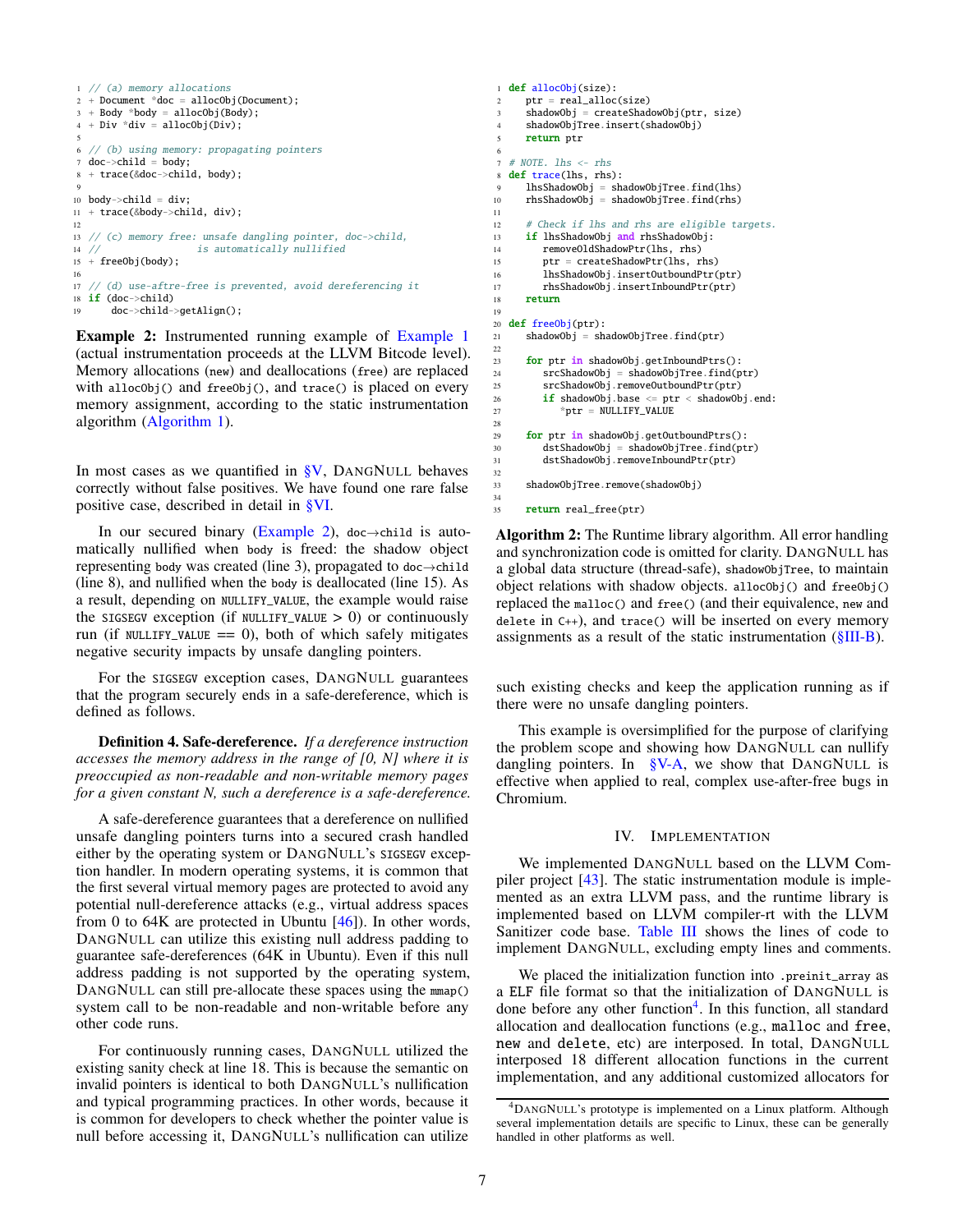```
1 // (a) memory allocations
2 + Document *doc = allocObj(Document);
3 + Body *body = allocObj(Body);
4 + Div *div = allocObj(Div);
5
6 // (b) using memory: propagating pointers
7 doc->child = body;
8 + trace(&doc->child, body);
9
10 body->child = div;
11 + trace(&body->child, div);
12
13 // (c) memory free: unsafe dangling pointer, doc->child,
14 //                  is automatically nullified
15 + freeObj(body);
16
17 // (d) use-aftre-free is prevented, avoid dereferencing it
18 if (doc->child)
19     doc->child->getAlign();
```

**Example 2:** Instrumented running example of Example 1 (actual instrumentation proceeds at the LLVM Bitcode level). Memory allocations (`new`) and deallocations (`free`) are replaced with `allocObj()` and `freeObj()`, and `trace()` is placed on every memory assignment, according to the static instrumentation algorithm (Algorithm 1).

In most cases as we quantified in §V, DangNull behaves correctly without false positives. We have found one rare false positive case, described in detail in §VI.

In our secured binary (Example 2), `doc→child` is automatically nullified when `body` is freed: the shadow object representing `body` was created (line 3), propagated to `doc→child` (line 8), and nullified when the `body` is deallocated (line 15). As a result, depending on `NULLIFY_VALUE`, the example would raise the `SIGSEGV` exception (if `NULLIFY_VALUE` > 0) or continuously run (if `NULLIFY_VALUE` == 0), both of which safely mitigates negative security impacts by unsafe dangling pointers.

For the `SIGSEGV` exception cases, DangNull guarantees that the program securely ends in a safe-dereference, which is defined as follows.

**Definition 4. Safe-dereference.** *If a dereference instruction accesses the memory address in the range of [0, N] where it is preoccupied as non-readable and non-writable memory pages for a given constant N, such a dereference is a safe-dereference.*

A safe-dereference guarantees that a dereference on nullified unsafe dangling pointers turns into a secured crash handled either by the operating system or DangNull's `SIGSEGV` exception handler. In modern operating systems, it is common that the first several virtual memory pages are protected to avoid any potential null-dereference attacks (e.g., virtual address spaces from 0 to 64K are protected in Ubuntu [46]). In other words, DangNull can utilize this existing null address padding to guarantee safe-dereferences (64K in Ubuntu). Even if this null address padding is not supported by the operating system, DangNull can still pre-allocate these spaces using the `mmap()` system call to be non-readable and non-writable before any other code runs.

For continuously running cases, DangNull utilized the existing sanity check at line 18. This is because the semantic on invalid pointers is identical to both DangNull's nullification and typical programming practices. In other words, because it is common for developers to check whether the pointer value is null before accessing it, DangNull's nullification can utilize such existing checks and keep the application running as if there were no unsafe dangling pointers.

```
1 def allocObj(size):
2    ptr = real_alloc(size)
3    shadowObj = createShadowObj(ptr, size)
4    shadowObjTree.insert(shadowObj)
5    return ptr
6
7 # NOTE. lhs <- rhs
8 def trace(lhs, rhs):
9    lhsShadowObj = shadowObjTree.find(lhs)
10   rhsShadowObj = shadowObjTree.find(rhs)
11
12   # Check if lhs and rhs are eligible targets.
13   if lhsShadowObj and rhsShadowObj:
14      removeOldShadowPtr(lhs, rhs)
15      ptr = createShadowPtr(lhs, rhs)
16      lhsShadowObj.insertOutboundPtr(ptr)
17      rhsShadowObj.insertInboundPtr(ptr)
18   return
19
20 def freeObj(ptr):
21   shadowObj = shadowObjTree.find(ptr)
22
23   for ptr in shadowObj.getInboundPtrs():
24      srcShadowObj = shadowObjTree.find(ptr)
25      srcShadowObj.removeOutboundPtr(ptr)
26      if shadowObj.base <= ptr < shadowObj.end:
27         *ptr = NULLIFY_VALUE
28
29   for ptr in shadowObj.getOutboundPtrs():
30      dstShadowObj = shadowObjTree.find(ptr)
31      dstShadowObj.removeInboundPtr(ptr)
32
33   shadowObjTree.remove(shadowObj)
34
35   return real_free(ptr)
```

**Algorithm 2:** The Runtime library algorithm. All error handling and synchronization code is omitted for clarity. DangNull has a global data structure (thread-safe), `shadowObjTree`, to maintain object relations with shadow objects. `allocObj()` and `freeObj()` replaced the `malloc()` and `free()` (and their equivalence, `new` and `delete` in C++), and `trace()` will be inserted on every memory assignments as a result of the static instrumentation (§III-B).

This example is oversimplified for the purpose of clarifying the problem scope and showing how DangNull can nullify dangling pointers. In §V-A, we show that DangNull is effective when applied to real, complex use-after-free bugs in Chromium.

## IV. Implementation

We implemented DangNull based on the LLVM Compiler project [43]. The static instrumentation module is implemented as an extra LLVM pass, and the runtime library is implemented based on LLVM compiler-rt with the LLVM Sanitizer code base. Table III shows the lines of code to implement DangNull, excluding empty lines and comments.

We placed the initialization function into `.preinit_array` as a ELF file format so that the initialization of DangNull is done before any other function[4]. In this function, all standard allocation and deallocation functions (e.g., `malloc` and `free`, `new` and `delete`, etc) are interposed. In total, DangNull interposed 18 different allocation functions in the current implementation, and any additional customized allocators for

[4] DangNull's prototype is implemented on a Linux platform. Although several implementation details are specific to Linux, these can be generally handled in other platforms as well.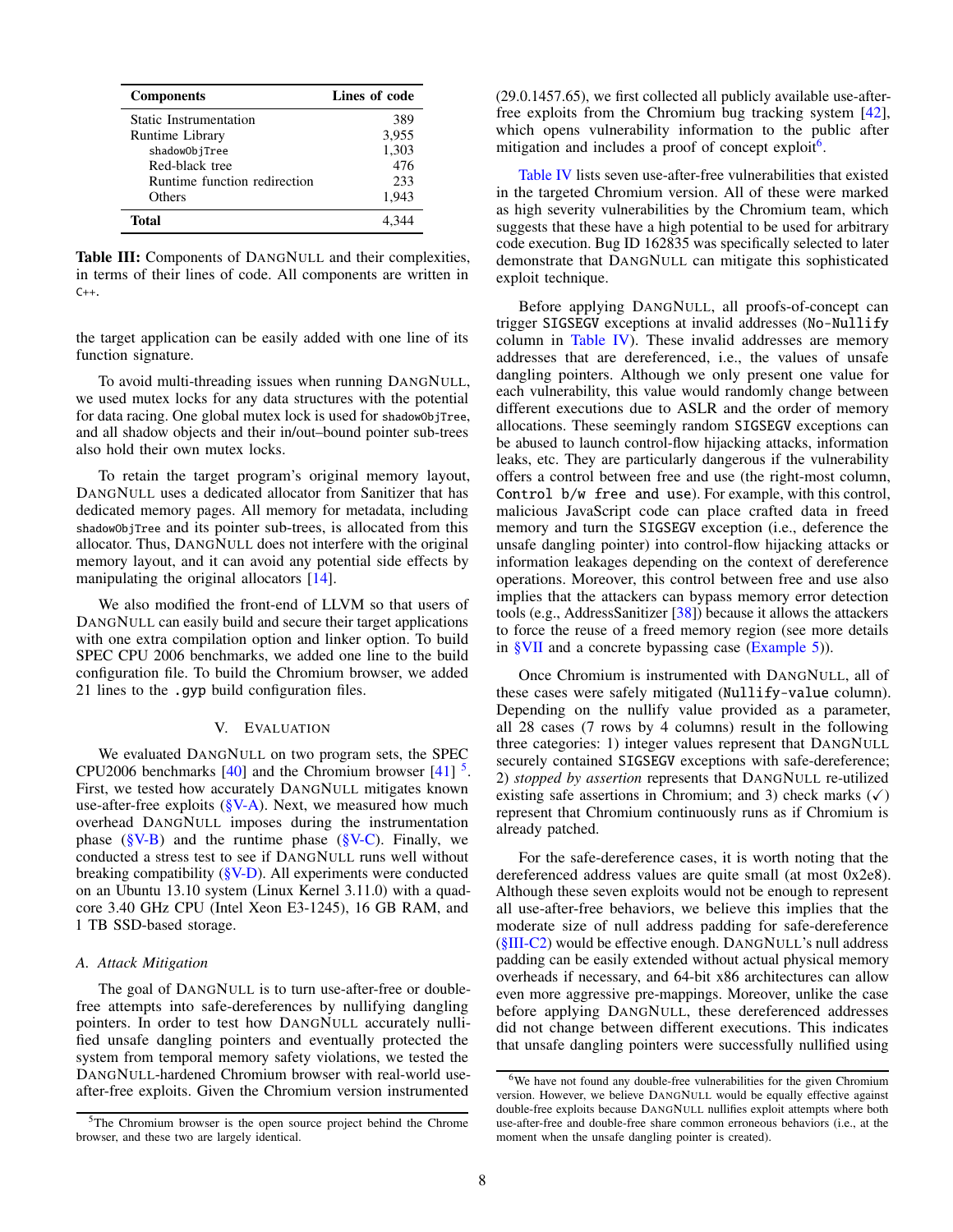| Components | Lines of code |
|---|---|
| Static Instrumentation | 389 |
| Runtime Library | 3,955 |
|     `shadowObjTree` | 1,303 |
|     Red-black tree | 476 |
|     Runtime function redirection | 233 |
|     Others | 1,943 |
| **Total** | 4,344 |

**Table III:** Components of DANGNULL and their complexities, in terms of their lines of code. All components are written in C++.

the target application can be easily added with one line of its function signature.

To avoid multi-threading issues when running DANGNULL, we used mutex locks for any data structures with the potential for data racing. One global mutex lock is used for `shadowObjTree`, and all shadow objects and their in/out–bound pointer sub-trees also hold their own mutex locks.

To retain the target program's original memory layout, DANGNULL uses a dedicated allocator from Sanitizer that has dedicated memory pages. All memory for metadata, including `shadowObjTree` and its pointer sub-trees, is allocated from this allocator. Thus, DANGNULL does not interfere with the original memory layout, and it can avoid any potential side effects by manipulating the original allocators [14].

We also modified the front-end of LLVM so that users of DANGNULL can easily build and secure their target applications with one extra compilation option and linker option. To build SPEC CPU 2006 benchmarks, we added one line to the build configuration file. To build the Chromium browser, we added 21 lines to the `.gyp` build configuration files.

## V. EVALUATION

We evaluated DANGNULL on two program sets, the SPEC CPU2006 benchmarks [40] and the Chromium browser [41] [5]. First, we tested how accurately DANGNULL mitigates known use-after-free exploits (§V-A). Next, we measured how much overhead DANGNULL imposes during the instrumentation phase (§V-B) and the runtime phase (§V-C). Finally, we conducted a stress test to see if DANGNULL runs well without breaking compatibility (§V-D). All experiments were conducted on an Ubuntu 13.10 system (Linux Kernel 3.11.0) with a quad-core 3.40 GHz CPU (Intel Xeon E3-1245), 16 GB RAM, and 1 TB SSD-based storage.

### A. Attack Mitigation

The goal of DANGNULL is to turn use-after-free or double-free attempts into safe-dereferences by nullifying dangling pointers. In order to test how DANGNULL accurately nullified unsafe dangling pointers and eventually protected the system from temporal memory safety violations, we tested the DANGNULL-hardened Chromium browser with real-world use-after-free exploits. Given the Chromium version instrumented (29.0.1457.65), we first collected all publicly available use-after-free exploits from the Chromium bug tracking system [42], which opens vulnerability information to the public after mitigation and includes a proof of concept exploit[6].

Table IV lists seven use-after-free vulnerabilities that existed in the targeted Chromium version. All of these were marked as high severity vulnerabilities by the Chromium team, which suggests that these have a high potential to be used for arbitrary code execution. Bug ID 162835 was specifically selected to later demonstrate that DANGNULL can mitigate this sophisticated exploit technique.

Before applying DANGNULL, all proofs-of-concept can trigger `SIGSEGV` exceptions at invalid addresses (`No-Nullify` column in Table IV). These invalid addresses are memory addresses that are dereferenced, i.e., the values of unsafe dangling pointers. Although we only present one value for each vulnerability, this value would randomly change between different executions due to ASLR and the order of memory allocations. These seemingly random `SIGSEGV` exceptions can be abused to launch control-flow hijacking attacks, information leaks, etc. They are particularly dangerous if the vulnerability offers a control between free and use (the right-most column, `Control b/w free and use`). For example, with this control, malicious JavaScript code can place crafted data in freed memory and turn the `SIGSEGV` exception (i.e., deference the unsafe dangling pointer) into control-flow hijacking attacks or information leakages depending on the context of dereference operations. Moreover, this control between free and use also implies that the attackers can bypass memory error detection tools (e.g., AddressSanitizer [38]) because it allows the attackers to force the reuse of a freed memory region (see more details in §VII and a concrete bypassing case (Example 5)).

Once Chromium is instrumented with DANGNULL, all of these cases were safely mitigated (`Nullify-value` column). Depending on the nullify value provided as a parameter, all 28 cases (7 rows by 4 columns) result in the following three categories: 1) integer values represent that DANGNULL securely contained `SIGSEGV` exceptions with safe-dereference; 2) *stopped by assertion* represents that DANGNULL re-utilized existing safe assertions in Chromium; and 3) check marks (✓) represent that Chromium continuously runs as if Chromium is already patched.

For the safe-dereference cases, it is worth noting that the dereferenced address values are quite small (at most 0x2e8). Although these seven exploits would not be enough to represent all use-after-free behaviors, we believe this implies that the moderate size of null address padding for safe-dereference (§III-C2) would be effective enough. DANGNULL's null address padding can be easily extended without actual physical memory overheads if necessary, and 64-bit x86 architectures can allow even more aggressive pre-mappings. Moreover, unlike the case before applying DANGNULL, these dereferenced addresses did not change between different executions. This indicates that unsafe dangling pointers were successfully nullified using

[5] The Chromium browser is the open source project behind the Chrome browser, and these two are largely identical.

[6] We have not found any double-free vulnerabilities for the given Chromium version. However, we believe DANGNULL would be equally effective against double-free exploits because DANGNULL nullifies exploit attempts where both use-after-free and double-free share common erroneous behaviors (i.e., at the moment when the unsafe dangling pointer is created).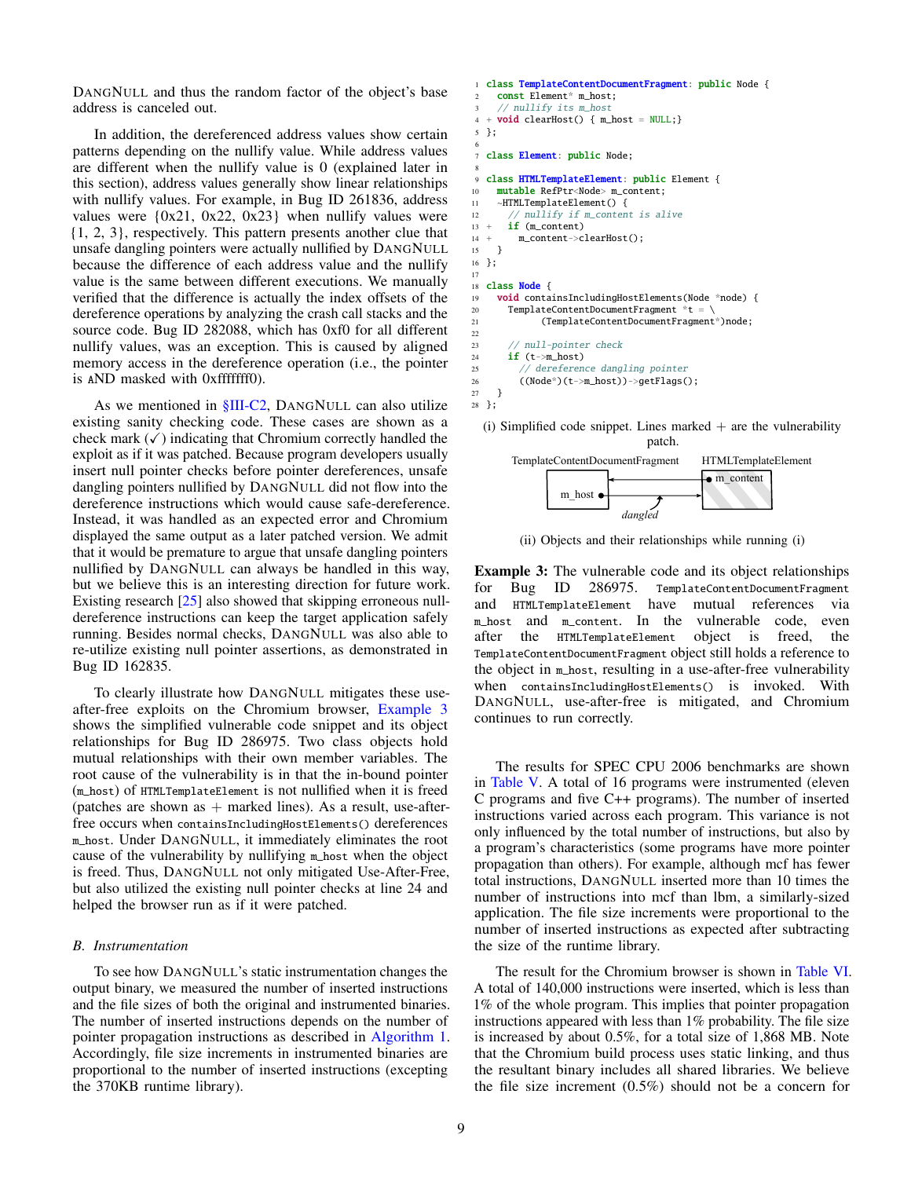DangNull and thus the random factor of the object's base address is canceled out.

In addition, the dereferenced address values show certain patterns depending on the nullify value. While address values are different when the nullify value is 0 (explained later in this section), address values generally show linear relationships with nullify values. For example, in Bug ID 261836, address values were {0x21, 0x22, 0x23} when nullify values were {1, 2, 3}, respectively. This pattern presents another clue that unsafe dangling pointers were actually nullified by DangNull because the difference of each address value and the nullify value is the same between different executions. We manually verified that the difference is actually the index offsets of the dereference operations by analyzing the crash call stacks and the source code. Bug ID 282088, which has 0xf0 for all different nullify values, was an exception. This is caused by aligned memory access in the dereference operation (i.e., the pointer is AND masked with 0xfffffff0).

As we mentioned in §III-C2, DangNull can also utilize existing sanity checking code. These cases are shown as a check mark (✓) indicating that Chromium correctly handled the exploit as if it was patched. Because program developers usually insert null pointer checks before pointer dereferences, unsafe dangling pointers nullified by DangNull did not flow into the dereference instructions which would cause safe-dereference. Instead, it was handled as an expected error and Chromium displayed the same output as a later patched version. We admit that it would be premature to argue that unsafe dangling pointers nullified by DangNull can always be handled in this way, but we believe this is an interesting direction for future work. Existing research [25] also showed that skipping erroneous null-dereference instructions can keep the target application safely running. Besides normal checks, DangNull was also able to re-utilize existing null pointer assertions, as demonstrated in Bug ID 162835.

To clearly illustrate how DangNull mitigates these use-after-free exploits on the Chromium browser, Example 3 shows the simplified vulnerable code snippet and its object relationships for Bug ID 286975. Two class objects hold mutual relationships with their own member variables. The root cause of the vulnerability is in that the in-bound pointer (m_host) of HTMLTemplateElement is not nullified when it is freed (patches are shown as + marked lines). As a result, use-after-free occurs when containsIncludingHostElements() dereferences m_host. Under DangNull, it immediately eliminates the root cause of the vulnerability by nullifying m_host when the object is freed. Thus, DangNull not only mitigated Use-After-Free, but also utilized the existing null pointer checks at line 24 and helped the browser run as if it were patched.

```
1  class TemplateContentDocumentFragment: public Node {
2    const Element* m_host;
3    // nullify its m_host
4  + void clearHost() { m_host = NULL;}
5  };
6
7  class Element: public Node;
8
9  class HTMLTemplateElement: public Element {
10   mutable RefPtr<Node> m_content;
11   ~HTMLTemplateElement() {
12     // nullify if m_content is alive
13 +   if (m_content)
14 +     m_content->clearHost();
15   }
16 };
17
18 class Node {
19   void containsIncludingHostElements(Node *node) {
20     TemplateContentDocumentFragment *t = \
21           (TemplateContentDocumentFragment*)node;
22
23     // null-pointer check
24     if (t->m_host)
25       // dereference dangling pointer
26       ((Node*)(t->m_host))->getFlags();
27   }
28 };
```

(i) Simplified code snippet. Lines marked + are the vulnerability patch.

(ii) Objects and their relationships while running (i)

**Example 3:** The vulnerable code and its object relationships for Bug ID 286975. TemplateContentDocumentFragment and HTMLTemplateElement have mutual references via m_host and m_content. In the vulnerable code, even after the HTMLTemplateElement object is freed, the TemplateContentDocumentFragment object still holds a reference to the object in m_host, resulting in a use-after-free vulnerability when containsIncludingHostElements() is invoked. With DangNull, use-after-free is mitigated, and Chromium continues to run correctly.

### B. Instrumentation

To see how DangNull's static instrumentation changes the output binary, we measured the number of inserted instructions and the file sizes of both the original and instrumented binaries. The number of inserted instructions depends on the number of pointer propagation instructions as described in Algorithm 1. Accordingly, file size increments in instrumented binaries are proportional to the number of inserted instructions (excepting the 370KB runtime library).

The results for SPEC CPU 2006 benchmarks are shown in Table V. A total of 16 programs were instrumented (eleven C programs and five C++ programs). The number of inserted instructions varied across each program. This variance is not only influenced by the total number of instructions, but also by a program's characteristics (some programs have more pointer propagation than others). For example, although mcf has fewer total instructions, DangNull inserted more than 10 times the number of instructions into mcf than lbm, a similarly-sized application. The file size increments were proportional to the number of inserted instructions as expected after subtracting the size of the runtime library.

The result for the Chromium browser is shown in Table VI. A total of 140,000 instructions were inserted, which is less than 1% of the whole program. This implies that pointer propagation instructions appeared with less than 1% probability. The file size is increased by about 0.5%, for a total size of 1,868 MB. Note that the Chromium build process uses static linking, and thus the resultant binary includes all shared libraries. We believe the file size increment (0.5%) should not be a concern for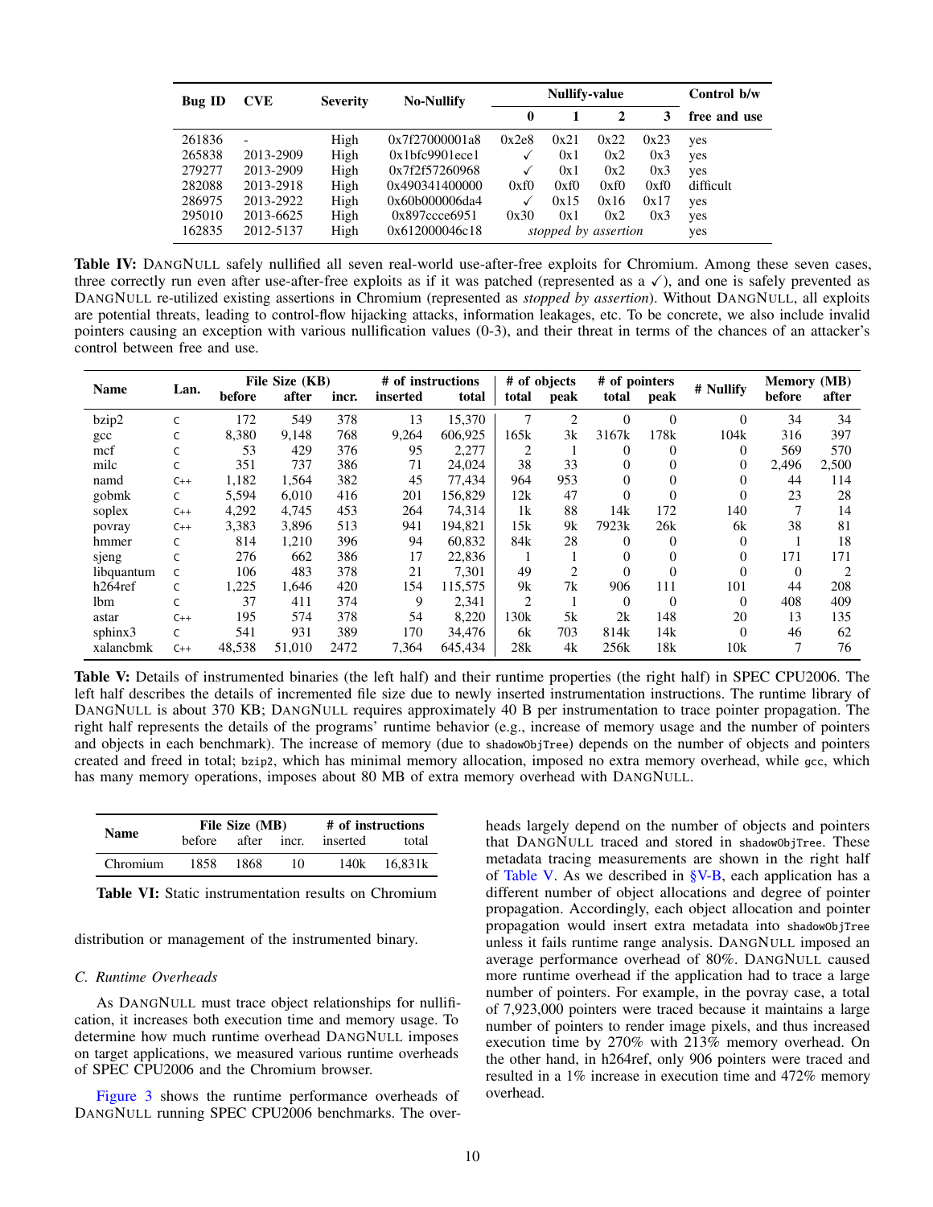| Bug ID | CVE | Severity | No-Nullify | Nullify-value | | | | Control b/w |
|---|---|---|---|---|---|---|---|---|
| | | | | 0 | 1 | 2 | 3 | free and use |
| 261836 | - | High | 0x7f27000001a8 | 0x2e8 | 0x21 | 0x22 | 0x23 | yes |
| 265838 | 2013-2909 | High | 0x1bfc9901ece1 | ✓ | 0x1 | 0x2 | 0x3 | yes |
| 279277 | 2013-2909 | High | 0x7f2f57260968 | ✓ | 0x1 | 0x2 | 0x3 | yes |
| 282088 | 2013-2918 | High | 0x490341400000 | 0xf0 | 0xf0 | 0xf0 | 0xf0 | difficult |
| 286975 | 2013-2922 | High | 0x60b000006da4 | ✓ | 0x15 | 0x16 | 0x17 | yes |
| 295010 | 2013-6625 | High | 0x897ccce6951 | 0x30 | 0x1 | 0x2 | 0x3 | yes |
| 162835 | 2012-5137 | High | 0x612000046c18 | *stopped by assertion* | | | | yes |

**Table IV:** DANGNULL safely nullified all seven real-world use-after-free exploits for Chromium. Among these seven cases, three correctly run even after use-after-free exploits as if it was patched (represented as a ✓), and one is safely prevented as DANGNULL re-utilized existing assertions in Chromium (represented as *stopped by assertion*). Without DANGNULL, all exploits are potential threats, leading to control-flow hijacking attacks, information leakages, etc. To be concrete, we also include invalid pointers causing an exception with various nullification values (0-3), and their threat in terms of the chances of an attacker's control between free and use.

| Name | Lan. | File Size (KB) | | | # of instructions | | # of objects | | # of pointers | | # Nullify | Memory (MB) | |
|---|---|---|---|---|---|---|---|---|---|---|---|---|---|
| | | before | after | incr. | inserted | total | total | peak | total | peak | | before | after |
| bzip2 | C | 172 | 549 | 378 | 13 | 15,370 | 7 | 2 | 0 | 0 | 0 | 34 | 34 |
| gcc | C | 8,380 | 9,148 | 768 | 9,264 | 606,925 | 165k | 3k | 3167k | 178k | 104k | 316 | 397 |
| mcf | C | 53 | 429 | 376 | 95 | 2,277 | 2 | 1 | 0 | 0 | 0 | 569 | 570 |
| milc | C | 351 | 737 | 386 | 71 | 24,024 | 38 | 33 | 0 | 0 | 0 | 2,496 | 2,500 |
| namd | C++ | 1,182 | 1,564 | 382 | 45 | 77,434 | 964 | 953 | 0 | 0 | 0 | 44 | 114 |
| gobmk | C | 5,594 | 6,010 | 416 | 201 | 156,829 | 12k | 47 | 0 | 0 | 0 | 23 | 28 |
| soplex | C++ | 4,292 | 4,745 | 453 | 264 | 74,314 | 1k | 88 | 14k | 172 | 140 | 7 | 14 |
| povray | C++ | 3,383 | 3,896 | 513 | 941 | 194,821 | 15k | 9k | 7923k | 26k | 6k | 38 | 81 |
| hmmer | C | 814 | 1,210 | 396 | 94 | 60,832 | 84k | 28 | 0 | 0 | 0 | 1 | 18 |
| sjeng | C | 276 | 662 | 386 | 17 | 22,836 | 1 | 1 | 0 | 0 | 0 | 171 | 171 |
| libquantum | C | 106 | 483 | 378 | 21 | 7,301 | 49 | 2 | 0 | 0 | 0 | 0 | 2 |
| h264ref | C | 1,225 | 1,646 | 420 | 154 | 115,575 | 9k | 7k | 906 | 111 | 101 | 44 | 208 |
| lbm | C | 37 | 411 | 374 | 9 | 2,341 | 2 | 1 | 0 | 0 | 0 | 408 | 409 |
| astar | C++ | 195 | 574 | 378 | 54 | 8,220 | 130k | 5k | 2k | 148 | 20 | 13 | 135 |
| sphinx3 | C | 541 | 931 | 389 | 170 | 34,476 | 6k | 703 | 814k | 14k | 0 | 46 | 62 |
| xalancbmk | C++ | 48,538 | 51,010 | 2472 | 7,364 | 645,434 | 28k | 4k | 256k | 18k | 10k | 7 | 76 |

**Table V:** Details of instrumented binaries (the left half) and their runtime properties (the right half) in SPEC CPU2006. The left half describes the details of incremented file size due to newly inserted instrumentation instructions. The runtime library of DANGNULL is about 370 KB; DANGNULL requires approximately 40 B per instrumentation to trace pointer propagation. The right half represents the details of the programs' runtime behavior (e.g., increase of memory usage and the number of pointers and objects in each benchmark). The increase of memory (due to `shadowObjTree`) depends on the number of objects and pointers created and freed in total; `bzip2`, which has minimal memory allocation, imposed no extra memory overhead, while `gcc`, which has many memory operations, imposes about 80 MB of extra memory overhead with DANGNULL.

| Name | File Size (MB) | | | # of instructions | |
|---|---|---|---|---|---|
| | before | after | incr. | inserted | total |
| Chromium | 1858 | 1868 | 10 | 140k | 16,831k |

**Table VI:** Static instrumentation results on Chromium

distribution or management of the instrumented binary.

### C. Runtime Overheads

As DANGNULL must trace object relationships for nullification, it increases both execution time and memory usage. To determine how much runtime overhead DANGNULL imposes on target applications, we measured various runtime overheads of SPEC CPU2006 and the Chromium browser.

Figure 3 shows the runtime performance overheads of DANGNULL running SPEC CPU2006 benchmarks. The overheads largely depend on the number of objects and pointers that DANGNULL traced and stored in `shadowObjTree`. These metadata tracing measurements are shown in the right half of Table V. As we described in §V-B, each application has a different number of object allocations and degree of pointer propagation. Accordingly, each object allocation and pointer propagation would insert extra metadata into `shadowObjTree` unless it fails runtime range analysis. DANGNULL imposed an average performance overhead of 80%. DANGNULL caused more runtime overhead if the application had to trace a large number of pointers. For example, in the povray case, a total of 7,923,000 pointers were traced because it maintains a large number of pointers to render image pixels, and thus increased execution time by 270% with 213% memory overhead. On the other hand, in h264ref, only 906 pointers were traced and resulted in a 1% increase in execution time and 472% memory overhead.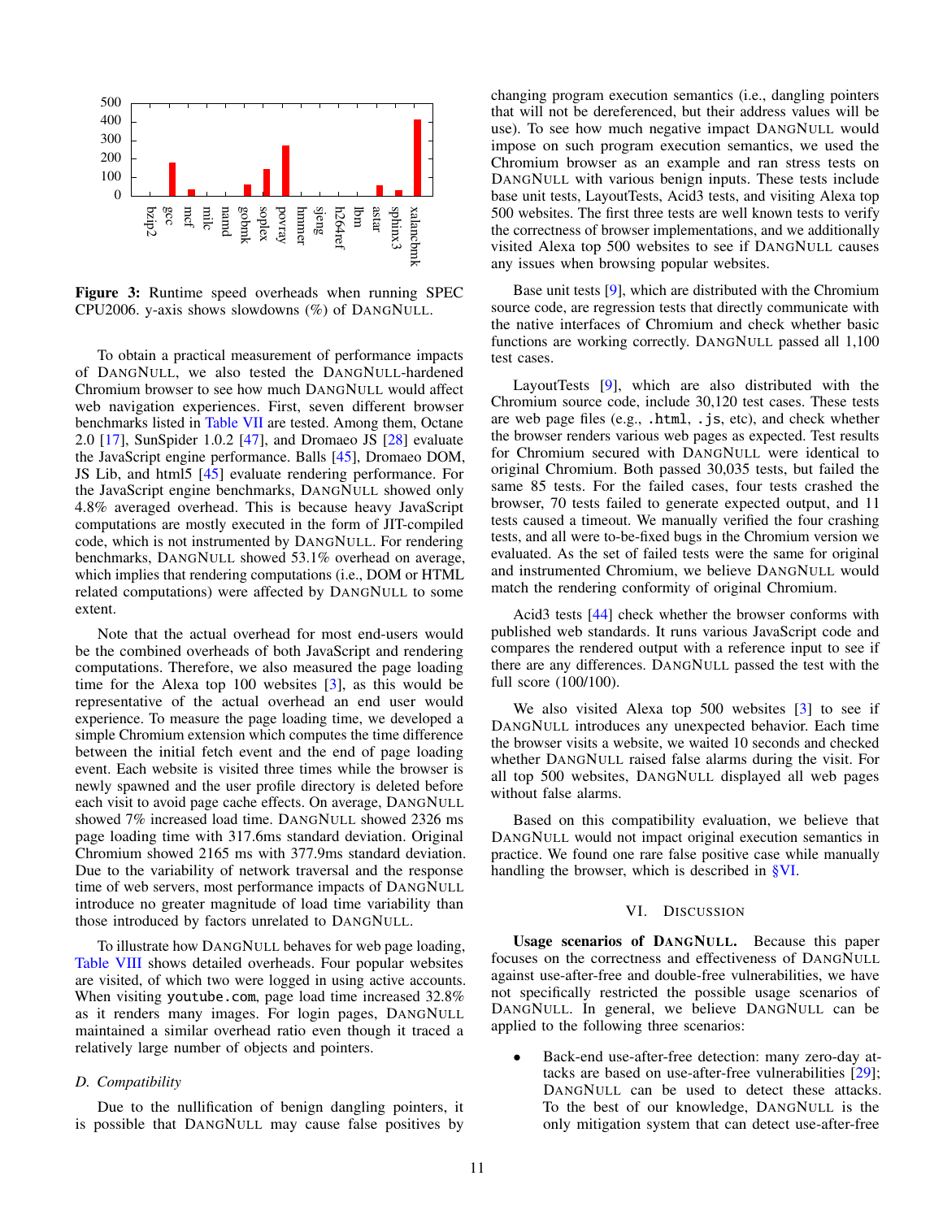Figure 3: Runtime speed overheads when running SPEC CPU2006. y-axis shows slowdowns (%) of DANGNULL.

To obtain a practical measurement of performance impacts of DANGNULL, we also tested the DANGNULL-hardened Chromium browser to see how much DANGNULL would affect web navigation experiences. First, seven different browser benchmarks listed in Table VII are tested. Among them, Octane 2.0 [17], SunSpider 1.0.2 [47], and Dromaeo JS [28] evaluate the JavaScript engine performance. Balls [45], Dromaeo DOM, JS Lib, and html5 [45] evaluate rendering performance. For the JavaScript engine benchmarks, DANGNULL showed only 4.8% averaged overhead. This is because heavy JavaScript computations are mostly executed in the form of JIT-compiled code, which is not instrumented by DANGNULL. For rendering benchmarks, DANGNULL showed 53.1% overhead on average, which implies that rendering computations (i.e., DOM or HTML related computations) were affected by DANGNULL to some extent.

Note that the actual overhead for most end-users would be the combined overheads of both JavaScript and rendering computations. Therefore, we also measured the page loading time for the Alexa top 100 websites [3], as this would be representative of the actual overhead an end user would experience. To measure the page loading time, we developed a simple Chromium extension which computes the time difference between the initial fetch event and the end of page loading event. Each website is visited three times while the browser is newly spawned and the user profile directory is deleted before each visit to avoid page cache effects. On average, DANGNULL showed 7% increased load time. DANGNULL showed 2326 ms page loading time with 317.6ms standard deviation. Original Chromium showed 2165 ms with 377.9ms standard deviation. Due to the variability of network traversal and the response time of web servers, most performance impacts of DANGNULL introduce no greater magnitude of load time variability than those introduced by factors unrelated to DANGNULL.

To illustrate how DANGNULL behaves for web page loading, Table VIII shows detailed overheads. Four popular websites are visited, of which two were logged in using active accounts. When visiting `youtube.com`, page load time increased 32.8% as it renders many images. For login pages, DANGNULL maintained a similar overhead ratio even though it traced a relatively large number of objects and pointers.

### D. Compatibility

Due to the nullification of benign dangling pointers, it is possible that DANGNULL may cause false positives by changing program execution semantics (i.e., dangling pointers that will not be dereferenced, but their address values will be use). To see how much negative impact DANGNULL would impose on such program execution semantics, we used the Chromium browser as an example and ran stress tests on DANGNULL with various benign inputs. These tests include base unit tests, LayoutTests, Acid3 tests, and visiting Alexa top 500 websites. The first three tests are well known tests to verify the correctness of browser implementations, and we additionally visited Alexa top 500 websites to see if DANGNULL causes any issues when browsing popular websites.

Base unit tests [9], which are distributed with the Chromium source code, are regression tests that directly communicate with the native interfaces of Chromium and check whether basic functions are working correctly. DANGNULL passed all 1,100 test cases.

LayoutTests [9], which are also distributed with the Chromium source code, include 30,120 test cases. These tests are web page files (e.g., `.html`, `.js`, etc), and check whether the browser renders various web pages as expected. Test results for Chromium secured with DANGNULL were identical to original Chromium. Both passed 30,035 tests, but failed the same 85 tests. For the failed cases, four tests crashed the browser, 70 tests failed to generate expected output, and 11 tests caused a timeout. We manually verified the four crashing tests, and all were to-be-fixed bugs in the Chromium version we evaluated. As the set of failed tests were the same for original and instrumented Chromium, we believe DANGNULL would match the rendering conformity of original Chromium.

Acid3 tests [44] check whether the browser conforms with published web standards. It runs various JavaScript code and compares the rendered output with a reference input to see if there are any differences. DANGNULL passed the test with the full score (100/100).

We also visited Alexa top 500 websites [3] to see if DANGNULL introduces any unexpected behavior. Each time the browser visits a website, we waited 10 seconds and checked whether DANGNULL raised false alarms during the visit. For all top 500 websites, DANGNULL displayed all web pages without false alarms.

Based on this compatibility evaluation, we believe that DANGNULL would not impact original execution semantics in practice. We found one rare false positive case while manually handling the browser, which is described in §VI.

## VI. DISCUSSION

**Usage scenarios of DANGNULL.** Because this paper focuses on the correctness and effectiveness of DANGNULL against use-after-free and double-free vulnerabilities, we have not specifically restricted the possible usage scenarios of DANGNULL. In general, we believe DANGNULL can be applied to the following three scenarios:

- Back-end use-after-free detection: many zero-day attacks are based on use-after-free vulnerabilities [29]; DANGNULL can be used to detect these attacks. To the best of our knowledge, DANGNULL is the only mitigation system that can detect use-after-free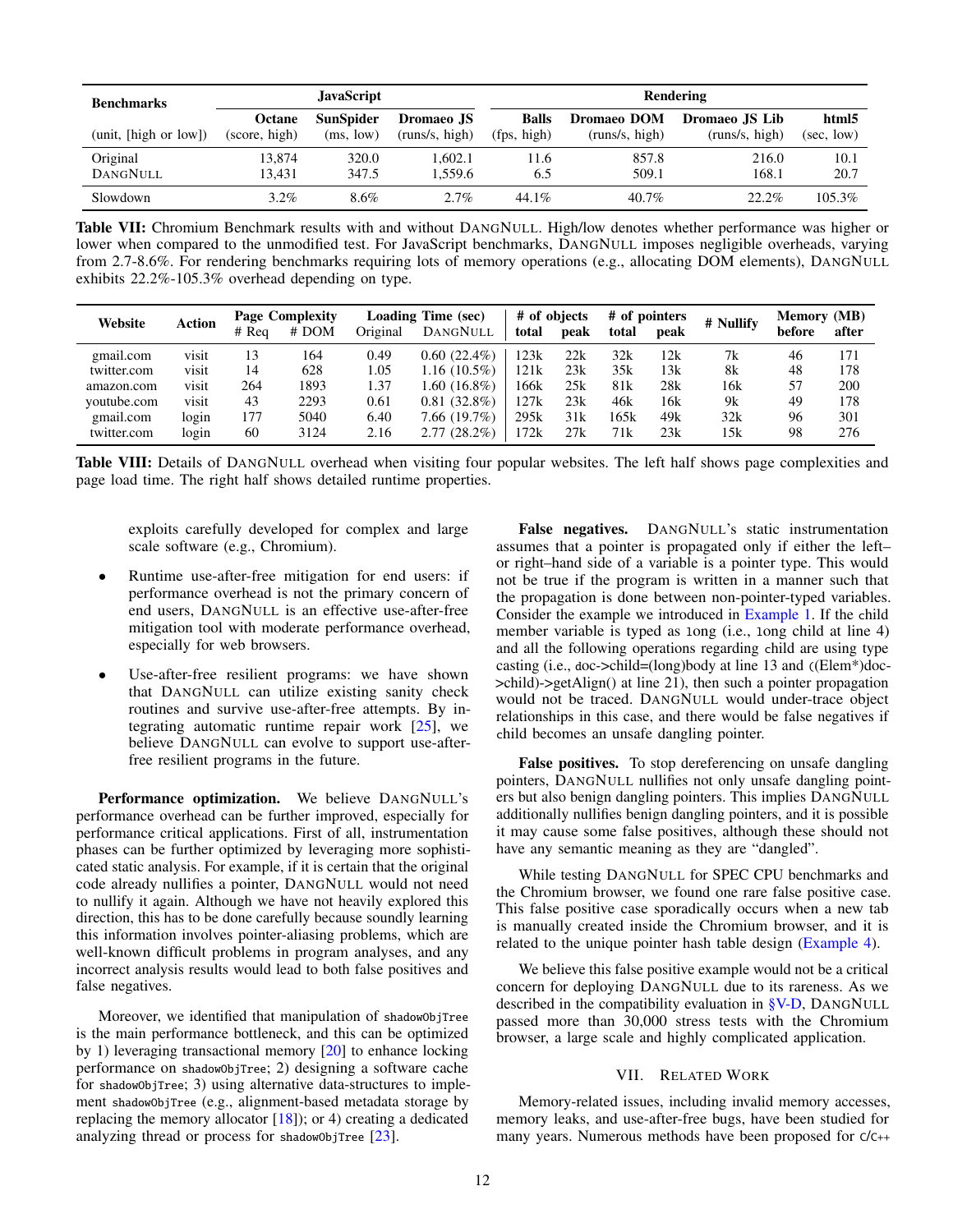| Benchmarks | JavaScript | | | Rendering | | | |
|---|---|---|---|---|---|---|---|
| (unit, [high or low]) | Octane (score, high) | SunSpider (ms, low) | Dromaeo JS (runs/s, high) | Balls (fps, high) | Dromaeo DOM (runs/s, high) | Dromaeo JS Lib (runs/s, high) | html5 (sec, low) |
| Original | 13,874 | 320.0 | 1,602.1 | 11.6 | 857.8 | 216.0 | 10.1 |
| DANGNULL | 13,431 | 347.5 | 1,559.6 | 6.5 | 509.1 | 168.1 | 20.7 |
| Slowdown | 3.2% | 8.6% | 2.7% | 44.1% | 40.7% | 22.2% | 105.3% |

**Table VII:** Chromium Benchmark results with and without DANGNULL. High/low denotes whether performance was higher or lower when compared to the unmodified test. For JavaScript benchmarks, DANGNULL imposes negligible overheads, varying from 2.7-8.6%. For rendering benchmarks requiring lots of memory operations (e.g., allocating DOM elements), DANGNULL exhibits 22.2%-105.3% overhead depending on type.

| Website | Action | Page Complexity | | Loading Time (sec) | | # of objects | | # of pointers | | # Nullify | Memory (MB) | |
|---|---|---|---|---|---|---|---|---|---|---|---|---|
| | | # Req | # DOM | Original | DANGNULL | total | peak | total | peak | | before | after |
| gmail.com | visit | 13 | 164 | 0.49 | 0.60 (22.4%) | 123k | 22k | 32k | 12k | 7k | 46 | 171 |
| twitter.com | visit | 14 | 628 | 1.05 | 1.16 (10.5%) | 121k | 23k | 35k | 13k | 8k | 48 | 178 |
| amazon.com | visit | 264 | 1893 | 1.37 | 1.60 (16.8%) | 166k | 25k | 81k | 28k | 16k | 57 | 200 |
| youtube.com | visit | 43 | 2293 | 0.61 | 0.81 (32.8%) | 127k | 23k | 46k | 16k | 9k | 49 | 178 |
| gmail.com | login | 177 | 5040 | 6.40 | 7.66 (19.7%) | 295k | 31k | 165k | 49k | 32k | 96 | 301 |
| twitter.com | login | 60 | 3124 | 2.16 | 2.77 (28.2%) | 172k | 27k | 71k | 23k | 15k | 98 | 276 |

**Table VIII:** Details of DANGNULL overhead when visiting four popular websites. The left half shows page complexities and page load time. The right half shows detailed runtime properties.

exploits carefully developed for complex and large scale software (e.g., Chromium).

- Runtime use-after-free mitigation for end users: if performance overhead is not the primary concern of end users, DANGNULL is an effective use-after-free mitigation tool with moderate performance overhead, especially for web browsers.
- Use-after-free resilient programs: we have shown that DANGNULL can utilize existing sanity check routines and survive use-after-free attempts. By integrating automatic runtime repair work [25], we believe DANGNULL can evolve to support use-after-free resilient programs in the future.

**Performance optimization.** We believe DANGNULL's performance overhead can be further improved, especially for performance critical applications. First of all, instrumentation phases can be further optimized by leveraging more sophisticated static analysis. For example, if it is certain that the original code already nullifies a pointer, DANGNULL would not need to nullify it again. Although we have not heavily explored this direction, this has to be done carefully because soundly learning this information involves pointer-aliasing problems, which are well-known difficult problems in program analyses, and any incorrect analysis results would lead to both false positives and false negatives.

Moreover, we identified that manipulation of `shadowObjTree` is the main performance bottleneck, and this can be optimized by 1) leveraging transactional memory [20] to enhance locking performance on `shadowObjTree`; 2) designing a software cache for `shadowObjTree`; 3) using alternative data-structures to implement `shadowObjTree` (e.g., alignment-based metadata storage by replacing the memory allocator [18]); or 4) creating a dedicated analyzing thread or process for `shadowObjTree` [23].

**False negatives.** DANGNULL's static instrumentation assumes that a pointer is propagated only if either the left– or right–hand side of a variable is a pointer type. This would not be true if the program is written in a manner such that the propagation is done between non-pointer-typed variables. Consider the example we introduced in Example 1. If the child member variable is typed as `long` (i.e., `long child` at line 4) and all the following operations regarding child are using type casting (i.e., `doc->child=(long)body` at line 13 and `((Elem*)doc->child)->getAlign()` at line 21), then such a pointer propagation would not be traced. DANGNULL would under-trace object relationships in this case, and there would be false negatives if child becomes an unsafe dangling pointer.

**False positives.** To stop dereferencing on unsafe dangling pointers, DANGNULL nullifies not only unsafe dangling pointers but also benign dangling pointers. This implies DANGNULL additionally nullifies benign dangling pointers, and it is possible it may cause some false positives, although these should not have any semantic meaning as they are "dangled".

While testing DANGNULL for SPEC CPU benchmarks and the Chromium browser, we found one rare false positive case. This false positive case sporadically occurs when a new tab is manually created inside the Chromium browser, and it is related to the unique pointer hash table design (Example 4).

We believe this false positive example would not be a critical concern for deploying DANGNULL due to its rareness. As we described in the compatibility evaluation in §V-D, DANGNULL passed more than 30,000 stress tests with the Chromium browser, a large scale and highly complicated application.

## VII. Related Work

Memory-related issues, including invalid memory accesses, memory leaks, and use-after-free bugs, have been studied for many years. Numerous methods have been proposed for C/C++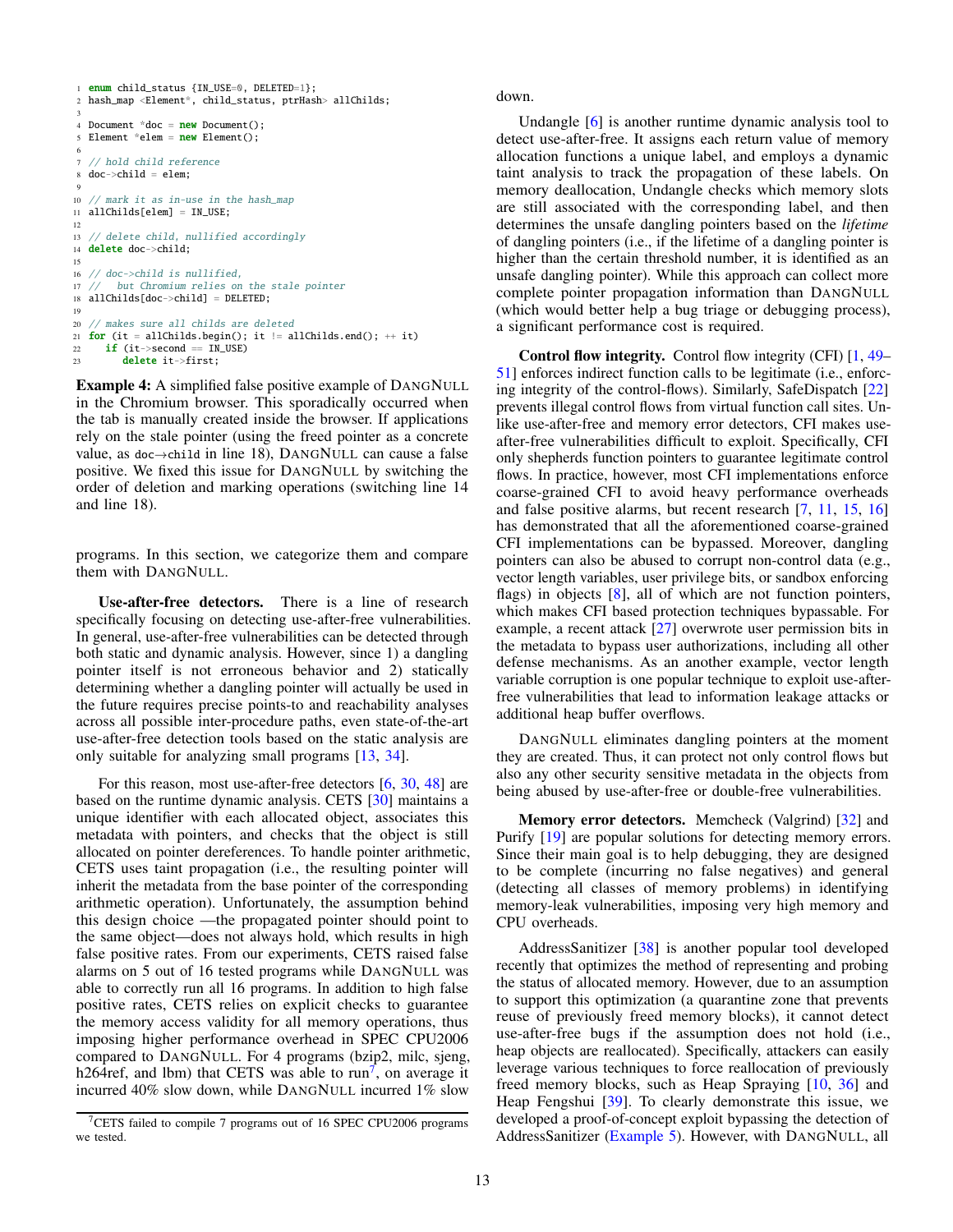```
1  enum child_status {IN_USE=0, DELETED=1};
2  hash_map <Element*, child_status, ptrHash> allChilds;
3
4  Document *doc = new Document();
5  Element *elem = new Element();
6
7  // hold child reference
8  doc->child = elem;
9
10 // mark it as in-use in the hash_map
11 allChilds[elem] = IN_USE;
12
13 // delete child, nullified accordingly
14 delete doc->child;
15
16 // doc->child is nullified,
17 //   but Chromium relies on the stale pointer
18 allChilds[doc->child] = DELETED;
19
20 // makes sure all childs are deleted
21 for (it = allChilds.begin(); it != allChilds.end(); ++ it)
22    if (it->second == IN_USE)
23       delete it->first;
```

**Example 4:** A simplified false positive example of DANGNULL in the Chromium browser. This sporadically occurred when the tab is manually created inside the browser. If applications rely on the stale pointer (using the freed pointer as a concrete value, as `doc→child` in line 18), DANGNULL can cause a false positive. We fixed this issue for DANGNULL by switching the order of deletion and marking operations (switching line 14 and line 18).

programs. In this section, we categorize them and compare them with DANGNULL.

**Use-after-free detectors.** There is a line of research specifically focusing on detecting use-after-free vulnerabilities. In general, use-after-free vulnerabilities can be detected through both static and dynamic analysis. However, since 1) a dangling pointer itself is not erroneous behavior and 2) statically determining whether a dangling pointer will actually be used in the future requires precise points-to and reachability analyses across all possible inter-procedure paths, even state-of-the-art use-after-free detection tools based on the static analysis are only suitable for analyzing small programs [13, 34].

For this reason, most use-after-free detectors [6, 30, 48] are based on the runtime dynamic analysis. CETS [30] maintains a unique identifier with each allocated object, associates this metadata with pointers, and checks that the object is still allocated on pointer dereferences. To handle pointer arithmetic, CETS uses taint propagation (i.e., the resulting pointer will inherit the metadata from the base pointer of the corresponding arithmetic operation). Unfortunately, the assumption behind this design choice —the propagated pointer should point to the same object—does not always hold, which results in high false positive rates. From our experiments, CETS raised false alarms on 5 out of 16 tested programs while DANGNULL was able to correctly run all 16 programs. In addition to high false positive rates, CETS relies on explicit checks to guarantee the memory access validity for all memory operations, thus imposing higher performance overhead in SPEC CPU2006 compared to DANGNULL. For 4 programs (bzip2, milc, sjeng, h264ref, and lbm) that CETS was able to run[7], on average it incurred 40% slow down, while DANGNULL incurred 1% slow down.

Undangle [6] is another runtime dynamic analysis tool to detect use-after-free. It assigns each return value of memory allocation functions a unique label, and employs a dynamic taint analysis to track the propagation of these labels. On memory deallocation, Undangle checks which memory slots are still associated with the corresponding label, and then determines the unsafe dangling pointers based on the *lifetime* of dangling pointers (i.e., if the lifetime of a dangling pointer is higher than the certain threshold number, it is identified as an unsafe dangling pointer). While this approach can collect more complete pointer propagation information than DANGNULL (which would better help a bug triage or debugging process), a significant performance cost is required.

**Control flow integrity.** Control flow integrity (CFI) [1, 49–51] enforces indirect function calls to be legitimate (i.e., enforcing integrity of the control-flows). Similarly, SafeDispatch [22] prevents illegal control flows from virtual function call sites. Unlike use-after-free and memory error detectors, CFI makes use-after-free vulnerabilities difficult to exploit. Specifically, CFI only shepherds function pointers to guarantee legitimate control flows. In practice, however, most CFI implementations enforce coarse-grained CFI to avoid heavy performance overheads and false positive alarms, but recent research [7, 11, 15, 16] has demonstrated that all the aforementioned coarse-grained CFI implementations can be bypassed. Moreover, dangling pointers can also be abused to corrupt non-control data (e.g., vector length variables, user privilege bits, or sandbox enforcing flags) in objects [8], all of which are not function pointers, which makes CFI based protection techniques bypassable. For example, a recent attack [27] overwrote user permission bits in the metadata to bypass user authorizations, including all other defense mechanisms. As an another example, vector length variable corruption is one popular technique to exploit use-after-free vulnerabilities that lead to information leakage attacks or additional heap buffer overflows.

DANGNULL eliminates dangling pointers at the moment they are created. Thus, it can protect not only control flows but also any other security sensitive metadata in the objects from being abused by use-after-free or double-free vulnerabilities.

**Memory error detectors.** Memcheck (Valgrind) [32] and Purify [19] are popular solutions for detecting memory errors. Since their main goal is to help debugging, they are designed to be complete (incurring no false negatives) and general (detecting all classes of memory problems) in identifying memory-leak vulnerabilities, imposing very high memory and CPU overheads.

AddressSanitizer [38] is another popular tool developed recently that optimizes the method of representing and probing the status of allocated memory. However, due to an assumption to support this optimization (a quarantine zone that prevents reuse of previously freed memory blocks), it cannot detect use-after-free bugs if the assumption does not hold (i.e., heap objects are reallocated). Specifically, attackers can easily leverage various techniques to force reallocation of previously freed memory blocks, such as Heap Spraying [10, 36] and Heap Fengshui [39]. To clearly demonstrate this issue, we developed a proof-of-concept exploit bypassing the detection of AddressSanitizer (Example 5). However, with DANGNULL, all

[7] CETS failed to compile 7 programs out of 16 SPEC CPU2006 programs we tested.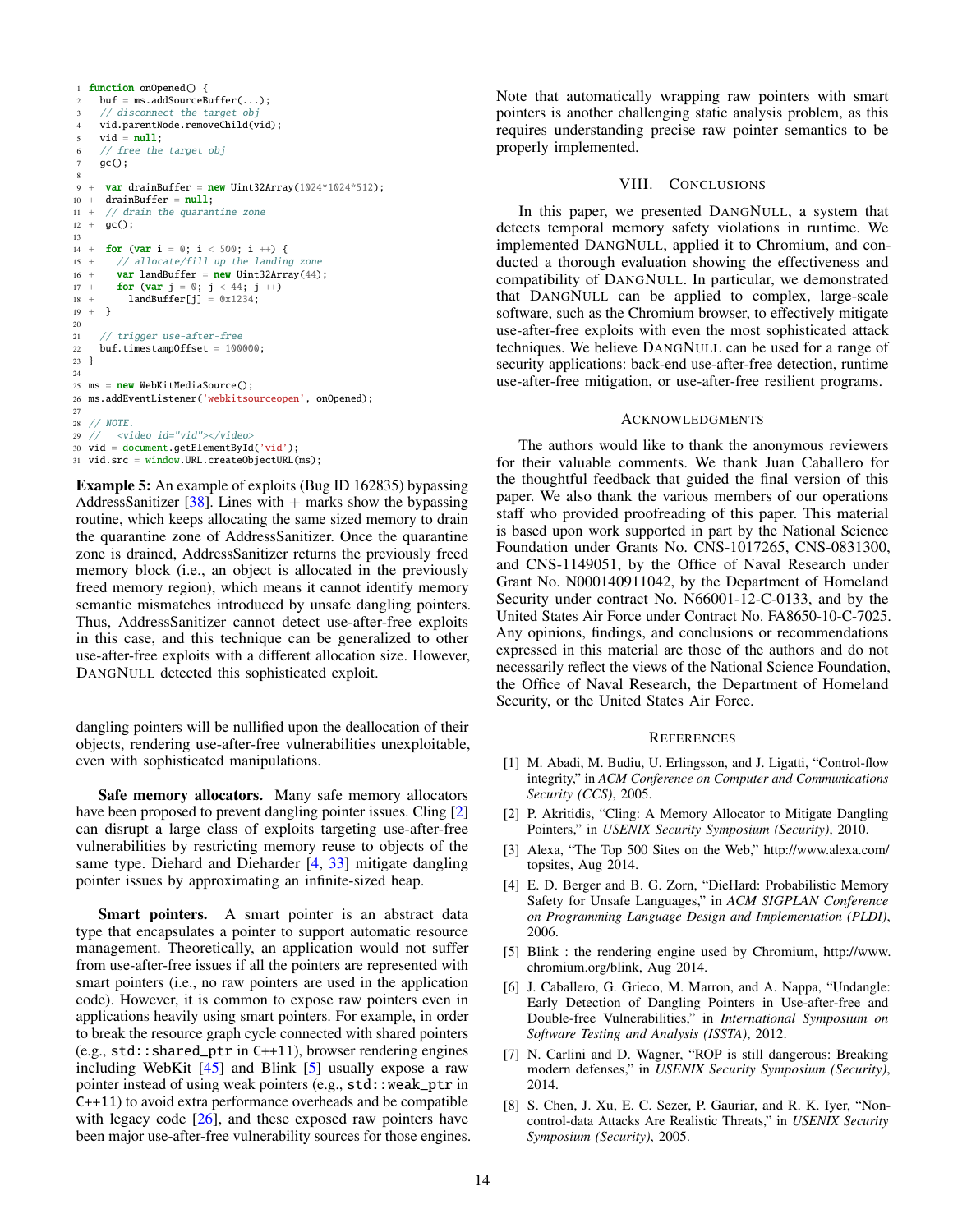```
1  function onOpened() {
2    buf = ms.addSourceBuffer(...);
3    // disconnect the target obj
4    vid.parentNode.removeChild(vid);
5    vid = null;
6    // free the target obj
7    gc();
8
9  +   var drainBuffer = new Uint32Array(1024*1024*512);
10 +   drainBuffer = null;
11 +   // drain the quarantine zone
12 +   gc();
13
14 +   for (var i = 0; i < 500; i ++) {
15 +     // allocate/fill up the landing zone
16 +     var landBuffer = new Uint32Array(44);
17 +     for (var j = 0; j < 44; j ++)
18 +       landBuffer[j] = 0x1234;
19 +   }
20
21    // trigger use-after-free
22    buf.timestampOffset = 100000;
23 }
24
25 ms = new WebKitMediaSource();
26 ms.addEventListener('webkitsourceopen', onOpened);
27
28 // NOTE.
29 //   <video id="vid"></video>
30 vid = document.getElementById('vid');
31 vid.src = window.URL.createObjectURL(ms);
```

**Example 5:** An example of exploits (Bug ID 162835) bypassing AddressSanitizer [38]. Lines with + marks show the bypassing routine, which keeps allocating the same sized memory to drain the quarantine zone of AddressSanitizer. Once the quarantine zone is drained, AddressSanitizer returns the previously freed memory block (i.e., an object is allocated in the previously freed memory region), which means it cannot identify memory semantic mismatches introduced by unsafe dangling pointers. Thus, AddressSanitizer cannot detect use-after-free exploits in this case, and this technique can be generalized to other use-after-free exploits with a different allocation size. However, DANGNULL detected this sophisticated exploit.

dangling pointers will be nullified upon the deallocation of their objects, rendering use-after-free vulnerabilities unexploitable, even with sophisticated manipulations.

**Safe memory allocators.** Many safe memory allocators have been proposed to prevent dangling pointer issues. Cling [2] can disrupt a large class of exploits targeting use-after-free vulnerabilities by restricting memory reuse to objects of the same type. Diehard and Dieharder [4, 33] mitigate dangling pointer issues by approximating an infinite-sized heap.

**Smart pointers.** A smart pointer is an abstract data type that encapsulates a pointer to support automatic resource management. Theoretically, an application would not suffer from use-after-free issues if all the pointers are represented with smart pointers (i.e., no raw pointers are used in the application code). However, it is common to expose raw pointers even in applications heavily using smart pointers. For example, in order to break the resource graph cycle connected with shared pointers (e.g., `std::shared_ptr` in C++11), browser rendering engines including WebKit [45] and Blink [5] usually expose a raw pointer instead of using weak pointers (e.g., `std::weak_ptr` in C++11) to avoid extra performance overheads and be compatible with legacy code [26], and these exposed raw pointers have been major use-after-free vulnerability sources for those engines. Note that automatically wrapping raw pointers with smart pointers is another challenging static analysis problem, as this requires understanding precise raw pointer semantics to be properly implemented.

## VIII. CONCLUSIONS

In this paper, we presented DANGNULL, a system that detects temporal memory safety violations in runtime. We implemented DANGNULL, applied it to Chromium, and conducted a thorough evaluation showing the effectiveness and compatibility of DANGNULL. In particular, we demonstrated that DANGNULL can be applied to complex, large-scale software, such as the Chromium browser, to effectively mitigate use-after-free exploits with even the most sophisticated attack techniques. We believe DANGNULL can be used for a range of security applications: back-end use-after-free detection, runtime use-after-free mitigation, or use-after-free resilient programs.

## ACKNOWLEDGMENTS

The authors would like to thank the anonymous reviewers for their valuable comments. We thank Juan Caballero for the thoughtful feedback that guided the final version of this paper. We also thank the various members of our operations staff who provided proofreading of this paper. This material is based upon work supported in part by the National Science Foundation under Grants No. CNS-1017265, CNS-0831300, and CNS-1149051, by the Office of Naval Research under Grant No. N000140911042, by the Department of Homeland Security under contract No. N66001-12-C-0133, and by the United States Air Force under Contract No. FA8650-10-C-7025. Any opinions, findings, and conclusions or recommendations expressed in this material are those of the authors and do not necessarily reflect the views of the National Science Foundation, the Office of Naval Research, the Department of Homeland Security, or the United States Air Force.

## REFERENCES

[1] M. Abadi, M. Budiu, U. Erlingsson, and J. Ligatti, "Control-flow integrity," in *ACM Conference on Computer and Communications Security (CCS)*, 2005.

[2] P. Akritidis, "Cling: A Memory Allocator to Mitigate Dangling Pointers," in *USENIX Security Symposium (Security)*, 2010.

[3] Alexa, "The Top 500 Sites on the Web," http://www.alexa.com/topsites, Aug 2014.

[4] E. D. Berger and B. G. Zorn, "DieHard: Probabilistic Memory Safety for Unsafe Languages," in *ACM SIGPLAN Conference on Programming Language Design and Implementation (PLDI)*, 2006.

[5] Blink : the rendering engine used by Chromium, http://www.chromium.org/blink, Aug 2014.

[6] J. Caballero, G. Grieco, M. Marron, and A. Nappa, "Undangle: Early Detection of Dangling Pointers in Use-after-free and Double-free Vulnerabilities," in *International Symposium on Software Testing and Analysis (ISSTA)*, 2012.

[7] N. Carlini and D. Wagner, "ROP is still dangerous: Breaking modern defenses," in *USENIX Security Symposium (Security)*, 2014.

[8] S. Chen, J. Xu, E. C. Sezer, P. Gauriar, and R. K. Iyer, "Non-control-data Attacks Are Realistic Threats," in *USENIX Security Symposium (Security)*, 2005.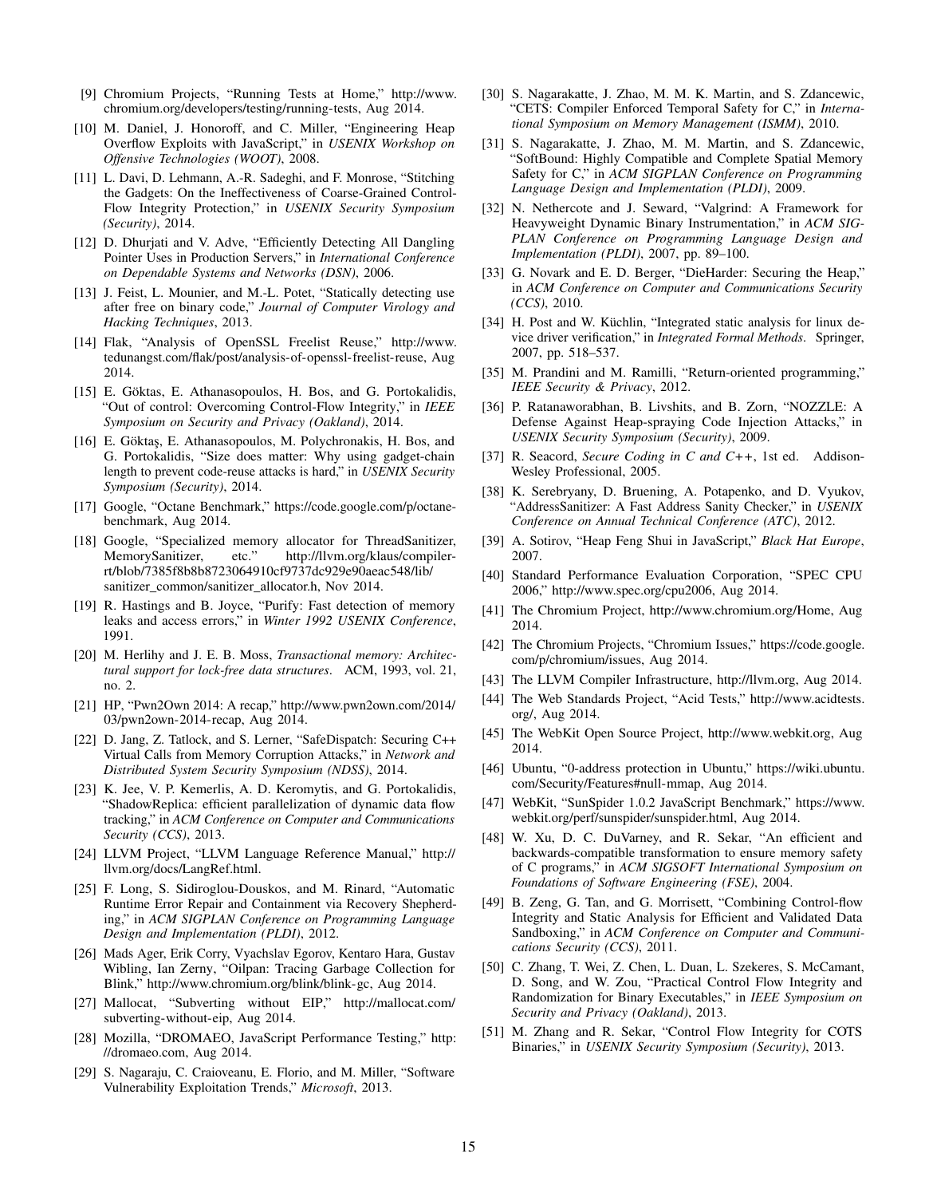[9] Chromium Projects, "Running Tests at Home," http://www.chromium.org/developers/testing/running-tests, Aug 2014.

[10] M. Daniel, J. Honoroff, and C. Miller, "Engineering Heap Overflow Exploits with JavaScript," in *USENIX Workshop on Offensive Technologies (WOOT)*, 2008.

[11] L. Davi, D. Lehmann, A.-R. Sadeghi, and F. Monrose, "Stitching the Gadgets: On the Ineffectiveness of Coarse-Grained Control-Flow Integrity Protection," in *USENIX Security Symposium (Security)*, 2014.

[12] D. Dhurjati and V. Adve, "Efficiently Detecting All Dangling Pointer Uses in Production Servers," in *International Conference on Dependable Systems and Networks (DSN)*, 2006.

[13] J. Feist, L. Mounier, and M.-L. Potet, "Statically detecting use after free on binary code," *Journal of Computer Virology and Hacking Techniques*, 2013.

[14] Flak, "Analysis of OpenSSL Freelist Reuse," http://www.tedunangst.com/flak/post/analysis-of-openssl-freelist-reuse, Aug 2014.

[15] E. Göktas, E. Athanasopoulos, H. Bos, and G. Portokalidis, "Out of control: Overcoming Control-Flow Integrity," in *IEEE Symposium on Security and Privacy (Oakland)*, 2014.

[16] E. Göktaş, E. Athanasopoulos, M. Polychronakis, H. Bos, and G. Portokalidis, "Size does matter: Why using gadget-chain length to prevent code-reuse attacks is hard," in *USENIX Security Symposium (Security)*, 2014.

[17] Google, "Octane Benchmark," https://code.google.com/p/octane-benchmark, Aug 2014.

[18] Google, "Specialized memory allocator for ThreadSanitizer, MemorySanitizer, etc." http://llvm.org/klaus/compiler-rt/blob/7385f8b8b8723064910cf9737dc929e90aeac548/lib/sanitizer_common/sanitizer_allocator.h, Nov 2014.

[19] R. Hastings and B. Joyce, "Purify: Fast detection of memory leaks and access errors," in *Winter 1992 USENIX Conference*, 1991.

[20] M. Herlihy and J. E. B. Moss, *Transactional memory: Architectural support for lock-free data structures*. ACM, 1993, vol. 21, no. 2.

[21] HP, "Pwn2Own 2014: A recap," http://www.pwn2own.com/2014/03/pwn2own-2014-recap, Aug 2014.

[22] D. Jang, Z. Tatlock, and S. Lerner, "SafeDispatch: Securing C++ Virtual Calls from Memory Corruption Attacks," in *Network and Distributed System Security Symposium (NDSS)*, 2014.

[23] K. Jee, V. P. Kemerlis, A. D. Keromytis, and G. Portokalidis, "ShadowReplica: efficient parallelization of dynamic data flow tracking," in *ACM Conference on Computer and Communications Security (CCS)*, 2013.

[24] LLVM Project, "LLVM Language Reference Manual," http://llvm.org/docs/LangRef.html.

[25] F. Long, S. Sidiroglou-Douskos, and M. Rinard, "Automatic Runtime Error Repair and Containment via Recovery Shepherding," in *ACM SIGPLAN Conference on Programming Language Design and Implementation (PLDI)*, 2012.

[26] Mads Ager, Erik Corry, Vyachslav Egorov, Kentaro Hara, Gustav Wibling, Ian Zerny, "Oilpan: Tracing Garbage Collection for Blink," http://www.chromium.org/blink/blink-gc, Aug 2014.

[27] Mallocat, "Subverting without EIP," http://mallocat.com/subverting-without-eip, Aug 2014.

[28] Mozilla, "DROMAEO, JavaScript Performance Testing," http://dromaeo.com, Aug 2014.

[29] S. Nagaraju, C. Craioveanu, E. Florio, and M. Miller, "Software Vulnerability Exploitation Trends," *Microsoft*, 2013.

[30] S. Nagarakatte, J. Zhao, M. M. K. Martin, and S. Zdancewic, "CETS: Compiler Enforced Temporal Safety for C," in *International Symposium on Memory Management (ISMM)*, 2010.

[31] S. Nagarakatte, J. Zhao, M. M. Martin, and S. Zdancewic, "SoftBound: Highly Compatible and Complete Spatial Memory Safety for C," in *ACM SIGPLAN Conference on Programming Language Design and Implementation (PLDI)*, 2009.

[32] N. Nethercote and J. Seward, "Valgrind: A Framework for Heavyweight Dynamic Binary Instrumentation," in *ACM SIGPLAN Conference on Programming Language Design and Implementation (PLDI)*, 2007, pp. 89–100.

[33] G. Novark and E. D. Berger, "DieHarder: Securing the Heap," in *ACM Conference on Computer and Communications Security (CCS)*, 2010.

[34] H. Post and W. Küchlin, "Integrated static analysis for linux device driver verification," in *Integrated Formal Methods*. Springer, 2007, pp. 518–537.

[35] M. Prandini and M. Ramilli, "Return-oriented programming," *IEEE Security & Privacy*, 2012.

[36] P. Ratanaworabhan, B. Livshits, and B. Zorn, "NOZZLE: A Defense Against Heap-spraying Code Injection Attacks," in *USENIX Security Symposium (Security)*, 2009.

[37] R. Seacord, *Secure Coding in C and C++*, 1st ed. Addison-Wesley Professional, 2005.

[38] K. Serebryany, D. Bruening, A. Potapenko, and D. Vyukov, "AddressSanitizer: A Fast Address Sanity Checker," in *USENIX Conference on Annual Technical Conference (ATC)*, 2012.

[39] A. Sotirov, "Heap Feng Shui in JavaScript," *Black Hat Europe*, 2007.

[40] Standard Performance Evaluation Corporation, "SPEC CPU 2006," http://www.spec.org/cpu2006, Aug 2014.

[41] The Chromium Project, http://www.chromium.org/Home, Aug 2014.

[42] The Chromium Projects, "Chromium Issues," https://code.google.com/p/chromium/issues, Aug 2014.

[43] The LLVM Compiler Infrastructure, http://llvm.org, Aug 2014.

[44] The Web Standards Project, "Acid Tests," http://www.acidtests.org/, Aug 2014.

[45] The WebKit Open Source Project, http://www.webkit.org, Aug 2014.

[46] Ubuntu, "0-address protection in Ubuntu," https://wiki.ubuntu.com/Security/Features#null-mmap, Aug 2014.

[47] WebKit, "SunSpider 1.0.2 JavaScript Benchmark," https://www.webkit.org/perf/sunspider/sunspider.html, Aug 2014.

[48] W. Xu, D. C. DuVarney, and R. Sekar, "An efficient and backwards-compatible transformation to ensure memory safety of C programs," in *ACM SIGSOFT International Symposium on Foundations of Software Engineering (FSE)*, 2004.

[49] B. Zeng, G. Tan, and G. Morrisett, "Combining Control-flow Integrity and Static Analysis for Efficient and Validated Data Sandboxing," in *ACM Conference on Computer and Communications Security (CCS)*, 2011.

[50] C. Zhang, T. Wei, Z. Chen, L. Duan, L. Szekeres, S. McCamant, D. Song, and W. Zou, "Practical Control Flow Integrity and Randomization for Binary Executables," in *IEEE Symposium on Security and Privacy (Oakland)*, 2013.

[51] M. Zhang and R. Sekar, "Control Flow Integrity for COTS Binaries," in *USENIX Security Symposium (Security)*, 2013.